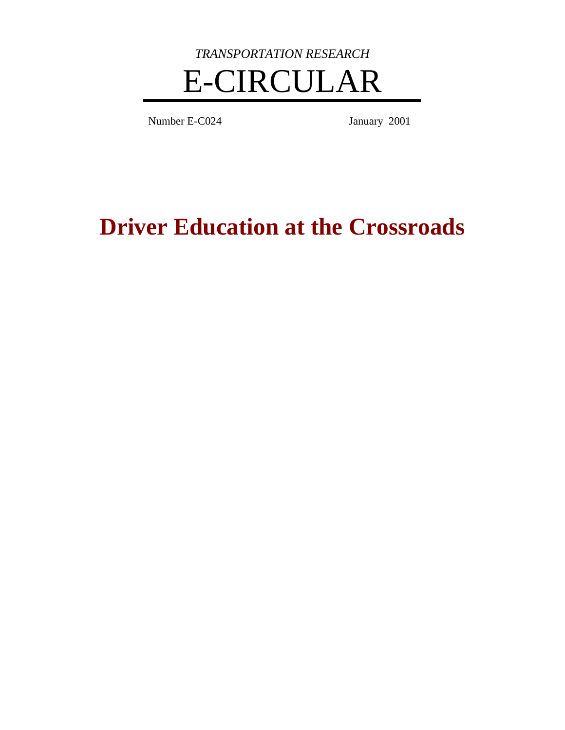*TRANSPORTATION RESEARCH*

# E-CIRCULAR

Number E-C024 January 2001

# Driver Education at the Crossroads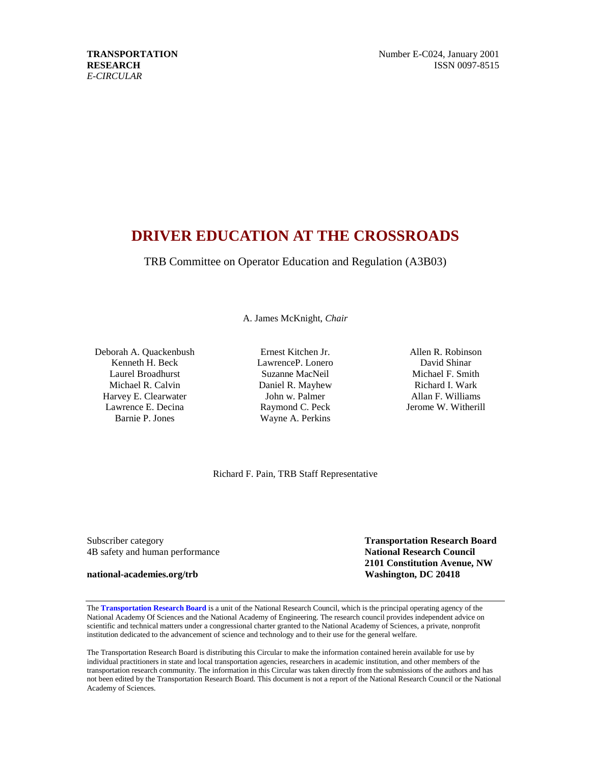**TRANSPORTATION RESEARCH** 
*E-CIRCULAR*

Number E-C024, January 2001 
ISSN 0097-8515

# DRIVER EDUCATION AT THE CROSSROADS

TRB Committee on Operator Education and Regulation (A3B03)

A. James McKnight, *Chair*

Deborah A. Quackenbush 
Kenneth H. Beck 
Laurel Broadhurst 
Michael R. Calvin 
Harvey E. Clearwater 
Lawrence E. Decina 
Barnie P. Jones

Ernest Kitchen Jr. 
LawrenceP. Lonero 
Suzanne MacNeil 
Daniel R. Mayhew 
John w. Palmer 
Raymond C. Peck 
Wayne A. Perkins

Allen R. Robinson 
David Shinar 
Michael F. Smith 
Richard I. Wark 
Allan F. Williams 
Jerome W. Witherill

Richard F. Pain, TRB Staff Representative

Subscriber category 
4B safety and human performance

**national-academies.org/trb**

**Transportation Research Board** 
**National Research Council** 
**2101 Constitution Avenue, NW** 
**Washington, DC 20418**

The **Transportation Research Board** is a unit of the National Research Council, which is the principal operating agency of the National Academy Of Sciences and the National Academy of Engineering. The research council provides independent advice on scientific and technical matters under a congressional charter granted to the National Academy of Sciences, a private, nonprofit institution dedicated to the advancement of science and technology and to their use for the general welfare.

The Transportation Research Board is distributing this Circular to make the information contained herein available for use by individual practitioners in state and local transportation agencies, researchers in academic institution, and other members of the transportation research community. The information in this Circular was taken directly from the submissions of the authors and has not been edited by the Transportation Research Board. This document is not a report of the National Research Council or the National Academy of Sciences.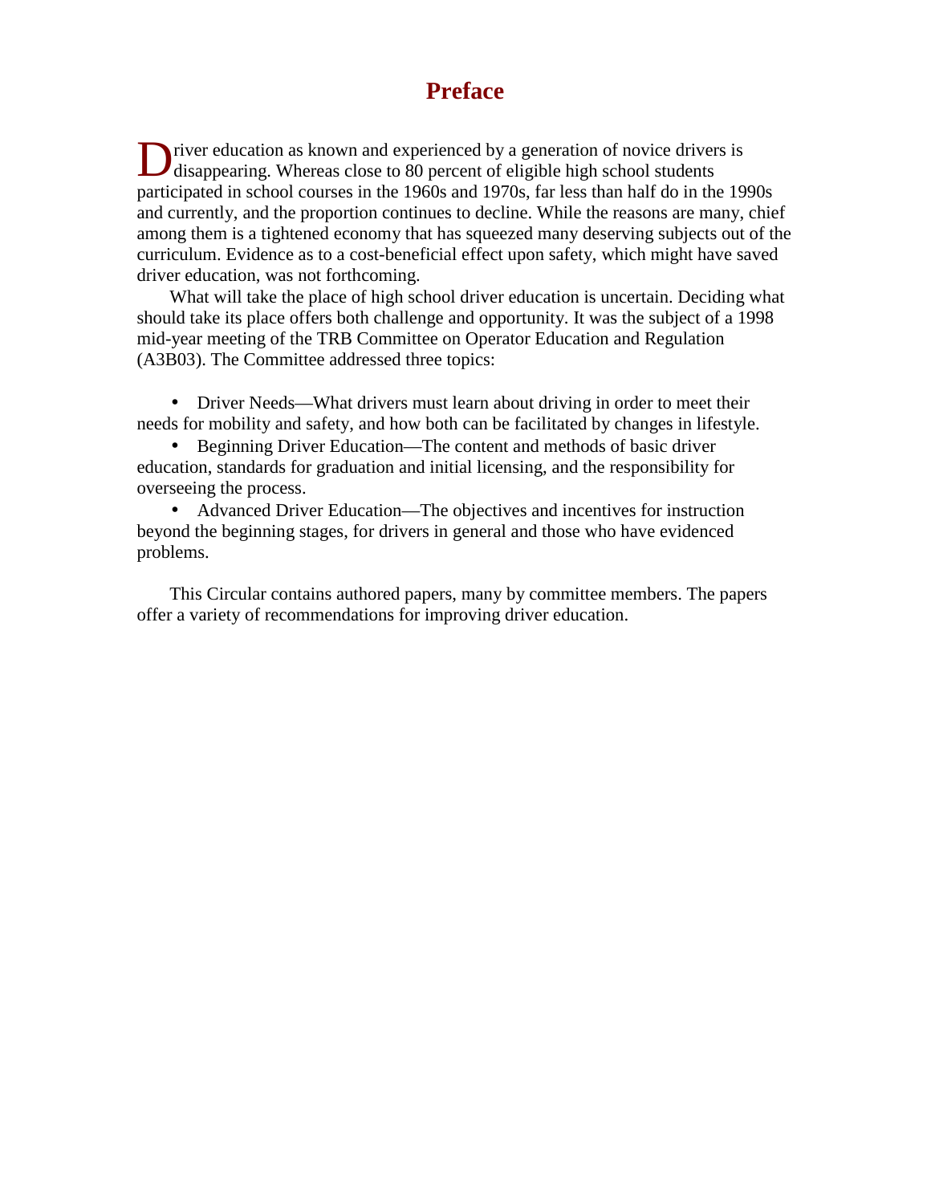# Preface

Driver education as known and experienced by a generation of novice drivers is disappearing. Whereas close to 80 percent of eligible high school students participated in school courses in the 1960s and 1970s, far less than half do in the 1990s and currently, and the proportion continues to decline. While the reasons are many, chief among them is a tightened economy that has squeezed many deserving subjects out of the curriculum. Evidence as to a cost-beneficial effect upon safety, which might have saved driver education, was not forthcoming.

What will take the place of high school driver education is uncertain. Deciding what should take its place offers both challenge and opportunity. It was the subject of a 1998 mid-year meeting of the TRB Committee on Operator Education and Regulation (A3B03). The Committee addressed three topics:

- Driver Needs—What drivers must learn about driving in order to meet their needs for mobility and safety, and how both can be facilitated by changes in lifestyle.
- Beginning Driver Education—The content and methods of basic driver education, standards for graduation and initial licensing, and the responsibility for overseeing the process.
- Advanced Driver Education—The objectives and incentives for instruction beyond the beginning stages, for drivers in general and those who have evidenced problems.

This Circular contains authored papers, many by committee members. The papers offer a variety of recommendations for improving driver education.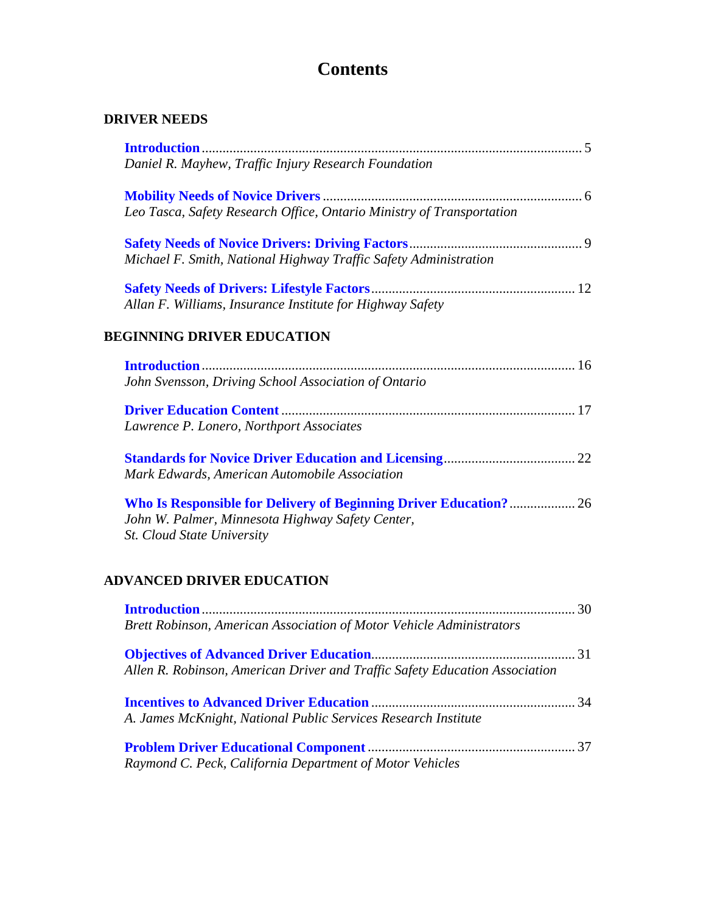# Contents

## DRIVER NEEDS

**Introduction** .............................................................................................................. 5
*Daniel R. Mayhew, Traffic Injury Research Foundation*

**Mobility Needs of Novice Drivers** .......................................................................... 6
*Leo Tasca, Safety Research Office, Ontario Ministry of Transportation*

**Safety Needs of Novice Drivers: Driving Factors** ................................................. 9
*Michael F. Smith, National Highway Traffic Safety Administration*

**Safety Needs of Drivers: Lifestyle Factors** .......................................................... 12
*Allan F. Williams, Insurance Institute for Highway Safety*

## BEGINNING DRIVER EDUCATION

**Introduction** ............................................................................................................ 16
*John Svensson, Driving School Association of Ontario*

**Driver Education Content** ..................................................................................... 17
*Lawrence P. Lonero, Northport Associates*

**Standards for Novice Driver Education and Licensing** ...................................... 22
*Mark Edwards, American Automobile Association*

**Who Is Responsible for Delivery of Beginning Driver Education?** ................... 26
*John W. Palmer, Minnesota Highway Safety Center,*
*St. Cloud State University*

## ADVANCED DRIVER EDUCATION

**Introduction** ............................................................................................................ 30
*Brett Robinson, American Association of Motor Vehicle Administrators*

**Objectives of Advanced Driver Education** ........................................................... 31
*Allen R. Robinson, American Driver and Traffic Safety Education Association*

**Incentives to Advanced Driver Education** ........................................................... 34
*A. James McKnight, National Public Services Research Institute*

**Problem Driver Educational Component** ............................................................ 37
*Raymond C. Peck, California Department of Motor Vehicles*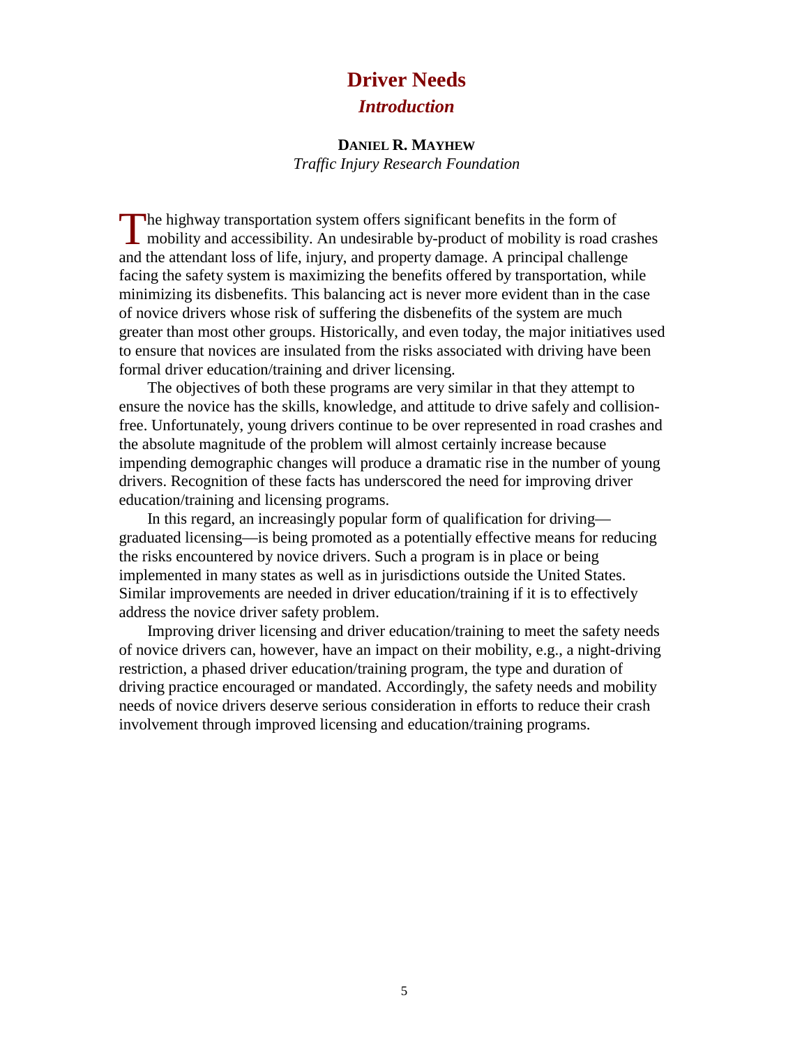# Driver Needs

## *Introduction*

**DANIEL R. MAYHEW**
*Traffic Injury Research Foundation*

The highway transportation system offers significant benefits in the form of mobility and accessibility. An undesirable by-product of mobility is road crashes and the attendant loss of life, injury, and property damage. A principal challenge facing the safety system is maximizing the benefits offered by transportation, while minimizing its disbenefits. This balancing act is never more evident than in the case of novice drivers whose risk of suffering the disbenefits of the system are much greater than most other groups. Historically, and even today, the major initiatives used to ensure that novices are insulated from the risks associated with driving have been formal driver education/training and driver licensing.

The objectives of both these programs are very similar in that they attempt to ensure the novice has the skills, knowledge, and attitude to drive safely and collision-free. Unfortunately, young drivers continue to be over represented in road crashes and the absolute magnitude of the problem will almost certainly increase because impending demographic changes will produce a dramatic rise in the number of young drivers. Recognition of these facts has underscored the need for improving driver education/training and licensing programs.

In this regard, an increasingly popular form of qualification for driving—graduated licensing—is being promoted as a potentially effective means for reducing the risks encountered by novice drivers. Such a program is in place or being implemented in many states as well as in jurisdictions outside the United States. Similar improvements are needed in driver education/training if it is to effectively address the novice driver safety problem.

Improving driver licensing and driver education/training to meet the safety needs of novice drivers can, however, have an impact on their mobility, e.g., a night-driving restriction, a phased driver education/training program, the type and duration of driving practice encouraged or mandated. Accordingly, the safety needs and mobility needs of novice drivers deserve serious consideration in efforts to reduce their crash involvement through improved licensing and education/training programs.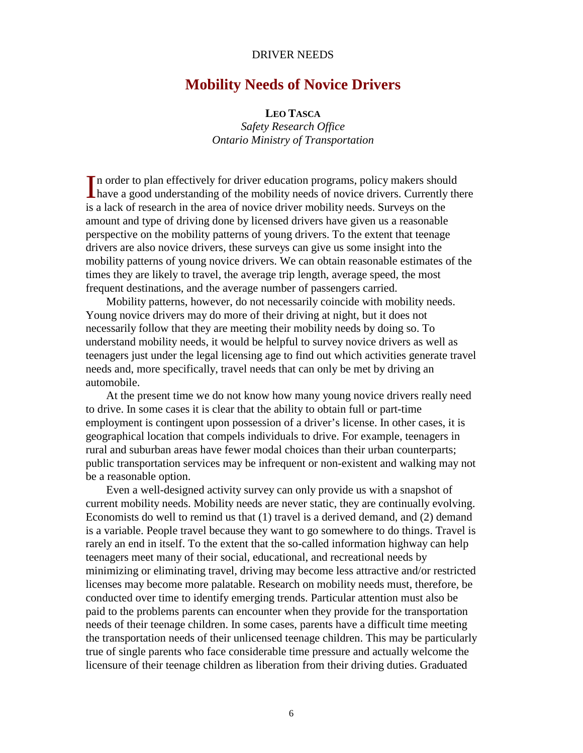DRIVER NEEDS

# Mobility Needs of Novice Drivers

**LEO TASCA**
*Safety Research Office*
*Ontario Ministry of Transportation*

In order to plan effectively for driver education programs, policy makers should have a good understanding of the mobility needs of novice drivers. Currently there is a lack of research in the area of novice driver mobility needs. Surveys on the amount and type of driving done by licensed drivers have given us a reasonable perspective on the mobility patterns of young drivers. To the extent that teenage drivers are also novice drivers, these surveys can give us some insight into the mobility patterns of young novice drivers. We can obtain reasonable estimates of the times they are likely to travel, the average trip length, average speed, the most frequent destinations, and the average number of passengers carried.

Mobility patterns, however, do not necessarily coincide with mobility needs. Young novice drivers may do more of their driving at night, but it does not necessarily follow that they are meeting their mobility needs by doing so. To understand mobility needs, it would be helpful to survey novice drivers as well as teenagers just under the legal licensing age to find out which activities generate travel needs and, more specifically, travel needs that can only be met by driving an automobile.

At the present time we do not know how many young novice drivers really need to drive. In some cases it is clear that the ability to obtain full or part-time employment is contingent upon possession of a driver's license. In other cases, it is geographical location that compels individuals to drive. For example, teenagers in rural and suburban areas have fewer modal choices than their urban counterparts; public transportation services may be infrequent or non-existent and walking may not be a reasonable option.

Even a well-designed activity survey can only provide us with a snapshot of current mobility needs. Mobility needs are never static, they are continually evolving. Economists do well to remind us that (1) travel is a derived demand, and (2) demand is a variable. People travel because they want to go somewhere to do things. Travel is rarely an end in itself. To the extent that the so-called information highway can help teenagers meet many of their social, educational, and recreational needs by minimizing or eliminating travel, driving may become less attractive and/or restricted licenses may become more palatable. Research on mobility needs must, therefore, be conducted over time to identify emerging trends. Particular attention must also be paid to the problems parents can encounter when they provide for the transportation needs of their teenage children. In some cases, parents have a difficult time meeting the transportation needs of their unlicensed teenage children. This may be particularly true of single parents who face considerable time pressure and actually welcome the licensure of their teenage children as liberation from their driving duties. Graduated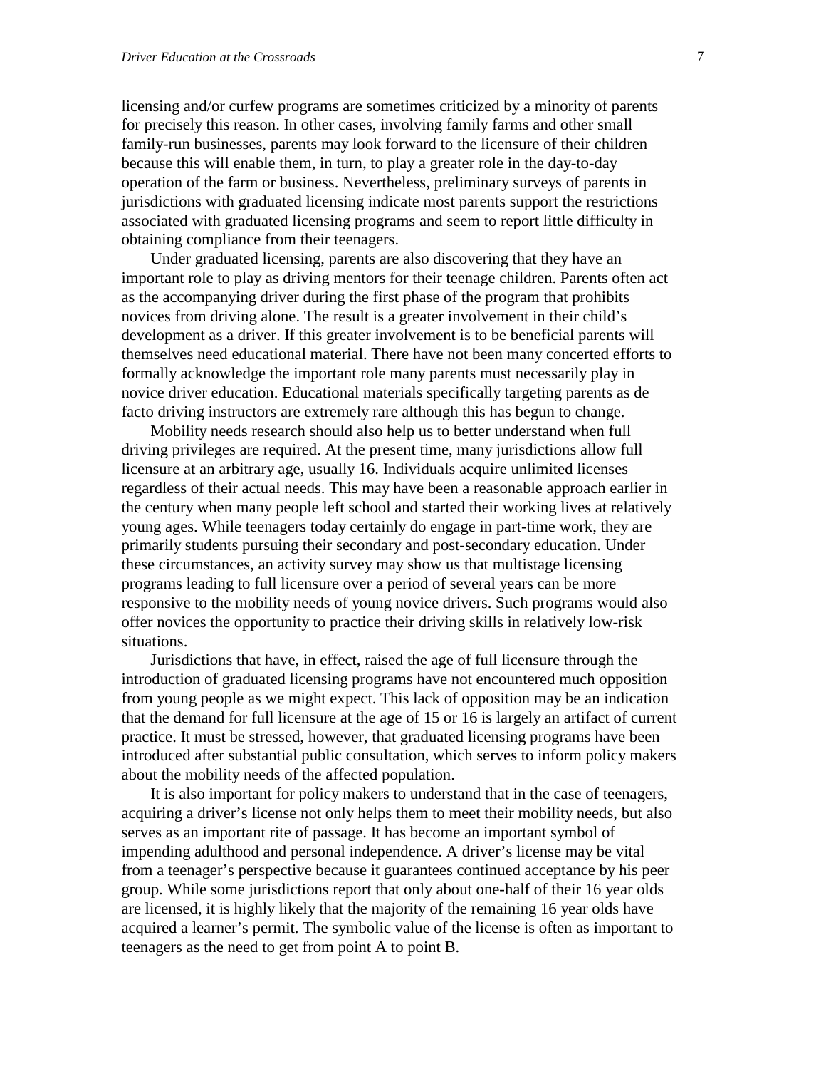licensing and/or curfew programs are sometimes criticized by a minority of parents for precisely this reason. In other cases, involving family farms and other small family-run businesses, parents may look forward to the licensure of their children because this will enable them, in turn, to play a greater role in the day-to-day operation of the farm or business. Nevertheless, preliminary surveys of parents in jurisdictions with graduated licensing indicate most parents support the restrictions associated with graduated licensing programs and seem to report little difficulty in obtaining compliance from their teenagers.

Under graduated licensing, parents are also discovering that they have an important role to play as driving mentors for their teenage children. Parents often act as the accompanying driver during the first phase of the program that prohibits novices from driving alone. The result is a greater involvement in their child's development as a driver. If this greater involvement is to be beneficial parents will themselves need educational material. There have not been many concerted efforts to formally acknowledge the important role many parents must necessarily play in novice driver education. Educational materials specifically targeting parents as de facto driving instructors are extremely rare although this has begun to change.

Mobility needs research should also help us to better understand when full driving privileges are required. At the present time, many jurisdictions allow full licensure at an arbitrary age, usually 16. Individuals acquire unlimited licenses regardless of their actual needs. This may have been a reasonable approach earlier in the century when many people left school and started their working lives at relatively young ages. While teenagers today certainly do engage in part-time work, they are primarily students pursuing their secondary and post-secondary education. Under these circumstances, an activity survey may show us that multistage licensing programs leading to full licensure over a period of several years can be more responsive to the mobility needs of young novice drivers. Such programs would also offer novices the opportunity to practice their driving skills in relatively low-risk situations.

Jurisdictions that have, in effect, raised the age of full licensure through the introduction of graduated licensing programs have not encountered much opposition from young people as we might expect. This lack of opposition may be an indication that the demand for full licensure at the age of 15 or 16 is largely an artifact of current practice. It must be stressed, however, that graduated licensing programs have been introduced after substantial public consultation, which serves to inform policy makers about the mobility needs of the affected population.

It is also important for policy makers to understand that in the case of teenagers, acquiring a driver's license not only helps them to meet their mobility needs, but also serves as an important rite of passage. It has become an important symbol of impending adulthood and personal independence. A driver's license may be vital from a teenager's perspective because it guarantees continued acceptance by his peer group. While some jurisdictions report that only about one-half of their 16 year olds are licensed, it is highly likely that the majority of the remaining 16 year olds have acquired a learner's permit. The symbolic value of the license is often as important to teenagers as the need to get from point A to point B.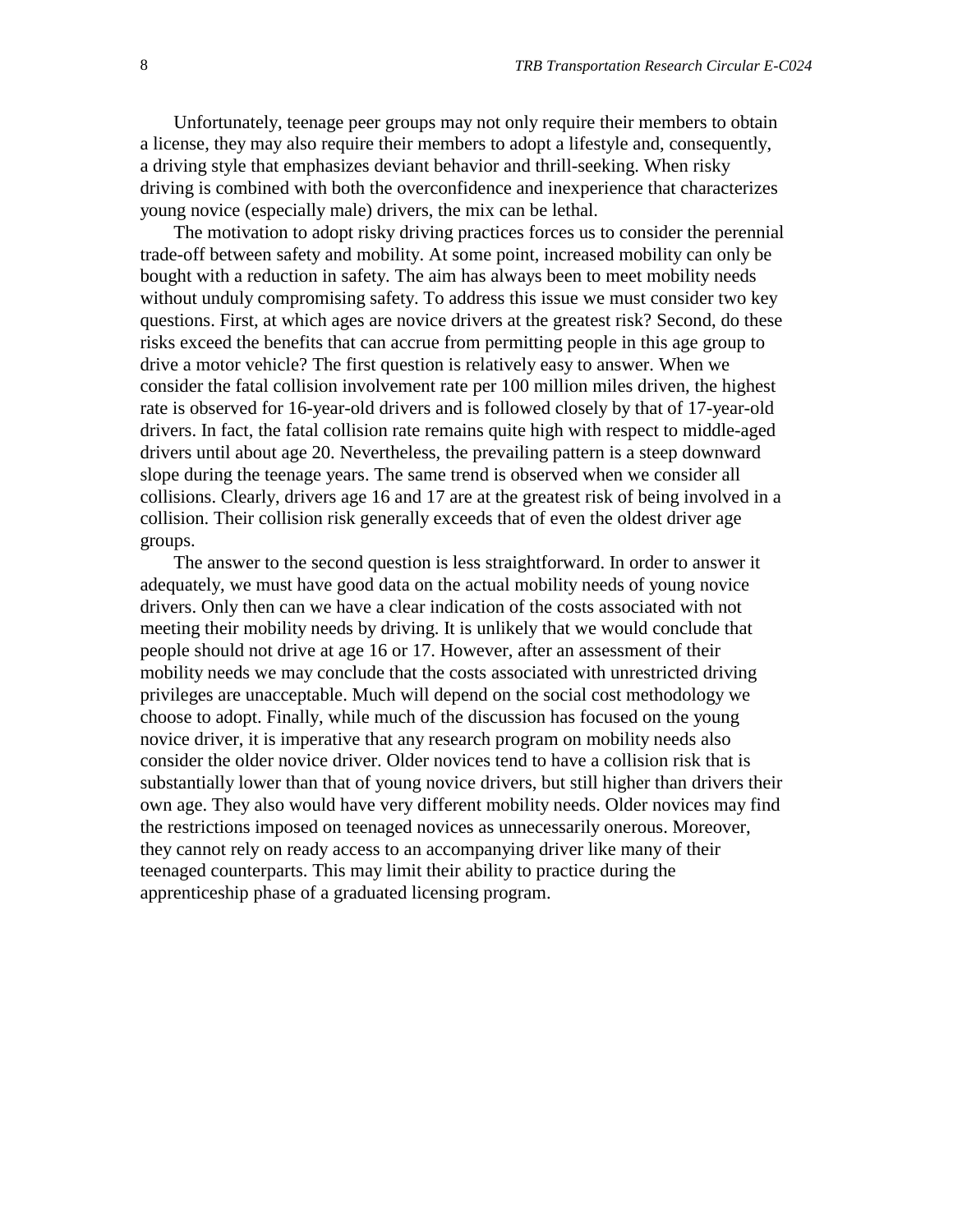Unfortunately, teenage peer groups may not only require their members to obtain a license, they may also require their members to adopt a lifestyle and, consequently, a driving style that emphasizes deviant behavior and thrill-seeking. When risky driving is combined with both the overconfidence and inexperience that characterizes young novice (especially male) drivers, the mix can be lethal.

The motivation to adopt risky driving practices forces us to consider the perennial trade-off between safety and mobility. At some point, increased mobility can only be bought with a reduction in safety. The aim has always been to meet mobility needs without unduly compromising safety. To address this issue we must consider two key questions. First, at which ages are novice drivers at the greatest risk? Second, do these risks exceed the benefits that can accrue from permitting people in this age group to drive a motor vehicle? The first question is relatively easy to answer. When we consider the fatal collision involvement rate per 100 million miles driven, the highest rate is observed for 16-year-old drivers and is followed closely by that of 17-year-old drivers. In fact, the fatal collision rate remains quite high with respect to middle-aged drivers until about age 20. Nevertheless, the prevailing pattern is a steep downward slope during the teenage years. The same trend is observed when we consider all collisions. Clearly, drivers age 16 and 17 are at the greatest risk of being involved in a collision. Their collision risk generally exceeds that of even the oldest driver age groups.

The answer to the second question is less straightforward. In order to answer it adequately, we must have good data on the actual mobility needs of young novice drivers. Only then can we have a clear indication of the costs associated with not meeting their mobility needs by driving. It is unlikely that we would conclude that people should not drive at age 16 or 17. However, after an assessment of their mobility needs we may conclude that the costs associated with unrestricted driving privileges are unacceptable. Much will depend on the social cost methodology we choose to adopt. Finally, while much of the discussion has focused on the young novice driver, it is imperative that any research program on mobility needs also consider the older novice driver. Older novices tend to have a collision risk that is substantially lower than that of young novice drivers, but still higher than drivers their own age. They also would have very different mobility needs. Older novices may find the restrictions imposed on teenaged novices as unnecessarily onerous. Moreover, they cannot rely on ready access to an accompanying driver like many of their teenaged counterparts. This may limit their ability to practice during the apprenticeship phase of a graduated licensing program.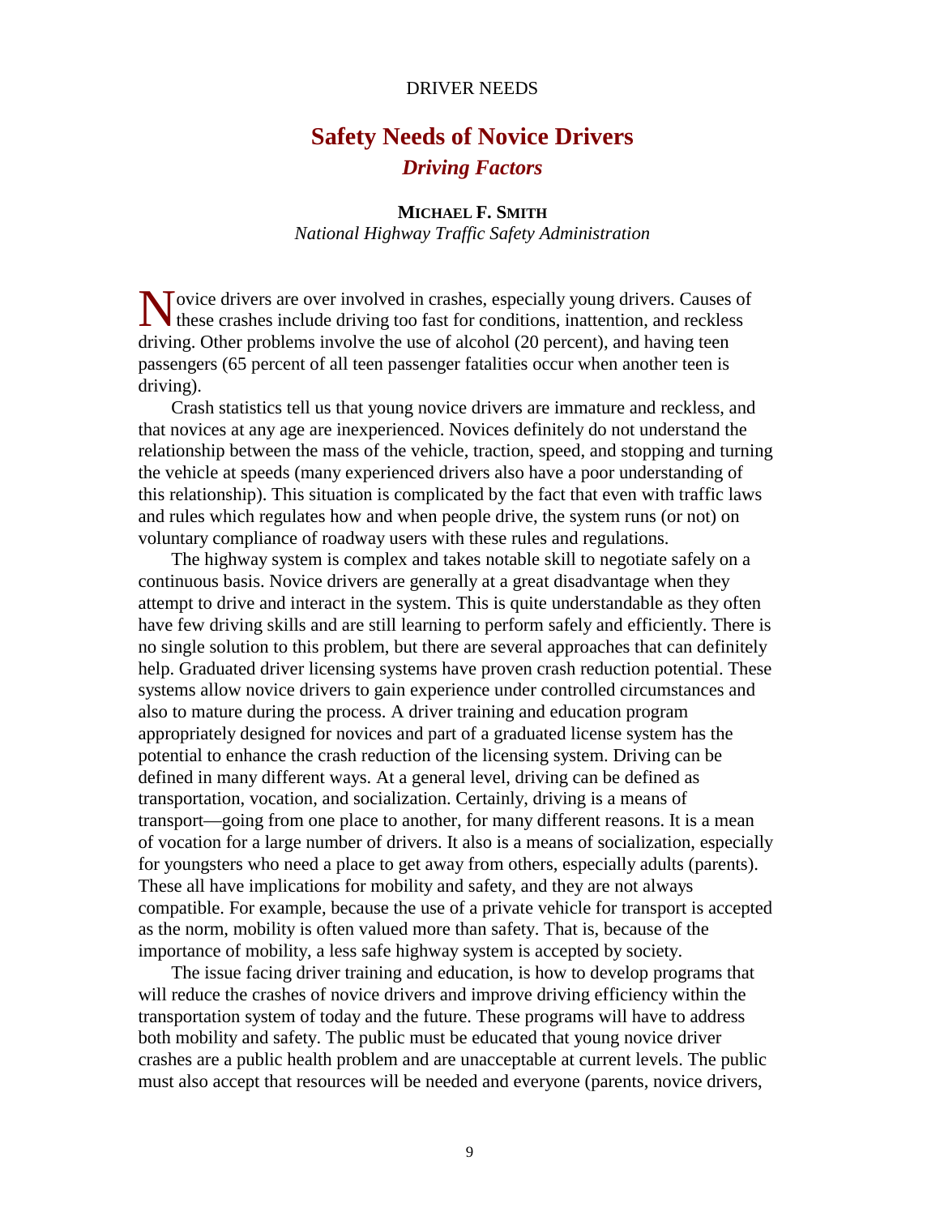# Safety Needs of Novice Drivers

## *Driving Factors*

**MICHAEL F. SMITH**
*National Highway Traffic Safety Administration*

Novice drivers are over involved in crashes, especially young drivers. Causes of these crashes include driving too fast for conditions, inattention, and reckless driving. Other problems involve the use of alcohol (20 percent), and having teen passengers (65 percent of all teen passenger fatalities occur when another teen is driving).

Crash statistics tell us that young novice drivers are immature and reckless, and that novices at any age are inexperienced. Novices definitely do not understand the relationship between the mass of the vehicle, traction, speed, and stopping and turning the vehicle at speeds (many experienced drivers also have a poor understanding of this relationship). This situation is complicated by the fact that even with traffic laws and rules which regulates how and when people drive, the system runs (or not) on voluntary compliance of roadway users with these rules and regulations.

The highway system is complex and takes notable skill to negotiate safely on a continuous basis. Novice drivers are generally at a great disadvantage when they attempt to drive and interact in the system. This is quite understandable as they often have few driving skills and are still learning to perform safely and efficiently. There is no single solution to this problem, but there are several approaches that can definitely help. Graduated driver licensing systems have proven crash reduction potential. These systems allow novice drivers to gain experience under controlled circumstances and also to mature during the process. A driver training and education program appropriately designed for novices and part of a graduated license system has the potential to enhance the crash reduction of the licensing system. Driving can be defined in many different ways. At a general level, driving can be defined as transportation, vocation, and socialization. Certainly, driving is a means of transport—going from one place to another, for many different reasons. It is a mean of vocation for a large number of drivers. It also is a means of socialization, especially for youngsters who need a place to get away from others, especially adults (parents). These all have implications for mobility and safety, and they are not always compatible. For example, because the use of a private vehicle for transport is accepted as the norm, mobility is often valued more than safety. That is, because of the importance of mobility, a less safe highway system is accepted by society.

The issue facing driver training and education, is how to develop programs that will reduce the crashes of novice drivers and improve driving efficiency within the transportation system of today and the future. These programs will have to address both mobility and safety. The public must be educated that young novice driver crashes are a public health problem and are unacceptable at current levels. The public must also accept that resources will be needed and everyone (parents, novice drivers,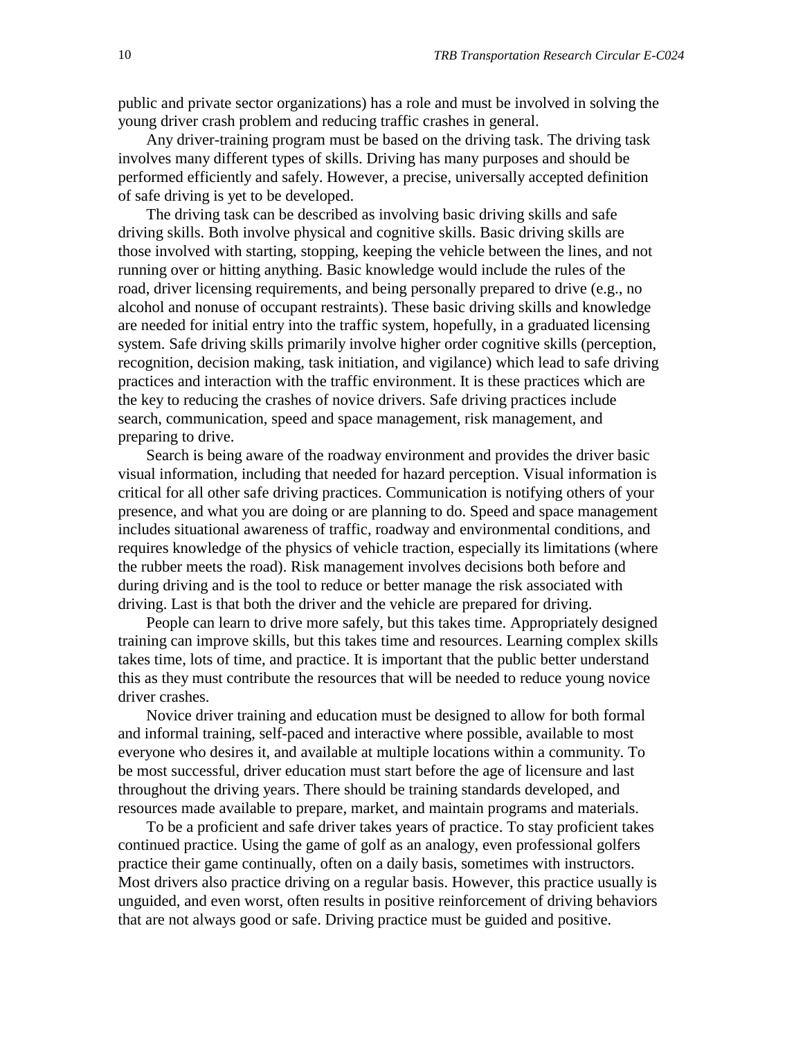public and private sector organizations) has a role and must be involved in solving the young driver crash problem and reducing traffic crashes in general.

Any driver-training program must be based on the driving task. The driving task involves many different types of skills. Driving has many purposes and should be performed efficiently and safely. However, a precise, universally accepted definition of safe driving is yet to be developed.

The driving task can be described as involving basic driving skills and safe driving skills. Both involve physical and cognitive skills. Basic driving skills are those involved with starting, stopping, keeping the vehicle between the lines, and not running over or hitting anything. Basic knowledge would include the rules of the road, driver licensing requirements, and being personally prepared to drive (e.g., no alcohol and nonuse of occupant restraints). These basic driving skills and knowledge are needed for initial entry into the traffic system, hopefully, in a graduated licensing system. Safe driving skills primarily involve higher order cognitive skills (perception, recognition, decision making, task initiation, and vigilance) which lead to safe driving practices and interaction with the traffic environment. It is these practices which are the key to reducing the crashes of novice drivers. Safe driving practices include search, communication, speed and space management, risk management, and preparing to drive.

Search is being aware of the roadway environment and provides the driver basic visual information, including that needed for hazard perception. Visual information is critical for all other safe driving practices. Communication is notifying others of your presence, and what you are doing or are planning to do. Speed and space management includes situational awareness of traffic, roadway and environmental conditions, and requires knowledge of the physics of vehicle traction, especially its limitations (where the rubber meets the road). Risk management involves decisions both before and during driving and is the tool to reduce or better manage the risk associated with driving. Last is that both the driver and the vehicle are prepared for driving.

People can learn to drive more safely, but this takes time. Appropriately designed training can improve skills, but this takes time and resources. Learning complex skills takes time, lots of time, and practice. It is important that the public better understand this as they must contribute the resources that will be needed to reduce young novice driver crashes.

Novice driver training and education must be designed to allow for both formal and informal training, self-paced and interactive where possible, available to most everyone who desires it, and available at multiple locations within a community. To be most successful, driver education must start before the age of licensure and last throughout the driving years. There should be training standards developed, and resources made available to prepare, market, and maintain programs and materials.

To be a proficient and safe driver takes years of practice. To stay proficient takes continued practice. Using the game of golf as an analogy, even professional golfers practice their game continually, often on a daily basis, sometimes with instructors. Most drivers also practice driving on a regular basis. However, this practice usually is unguided, and even worst, often results in positive reinforcement of driving behaviors that are not always good or safe. Driving practice must be guided and positive.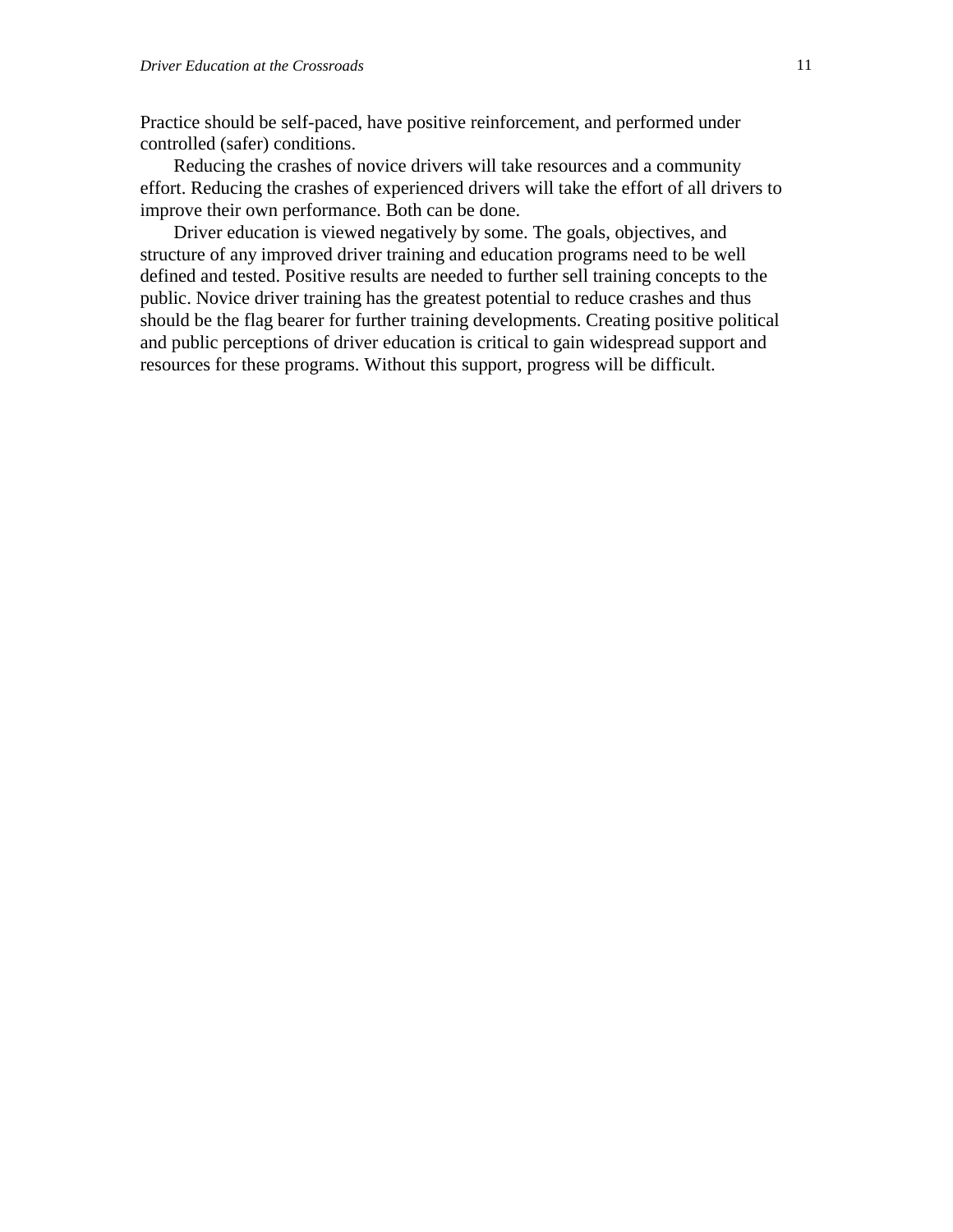Practice should be self-paced, have positive reinforcement, and performed under controlled (safer) conditions.

Reducing the crashes of novice drivers will take resources and a community effort. Reducing the crashes of experienced drivers will take the effort of all drivers to improve their own performance. Both can be done.

Driver education is viewed negatively by some. The goals, objectives, and structure of any improved driver training and education programs need to be well defined and tested. Positive results are needed to further sell training concepts to the public. Novice driver training has the greatest potential to reduce crashes and thus should be the flag bearer for further training developments. Creating positive political and public perceptions of driver education is critical to gain widespread support and resources for these programs. Without this support, progress will be difficult.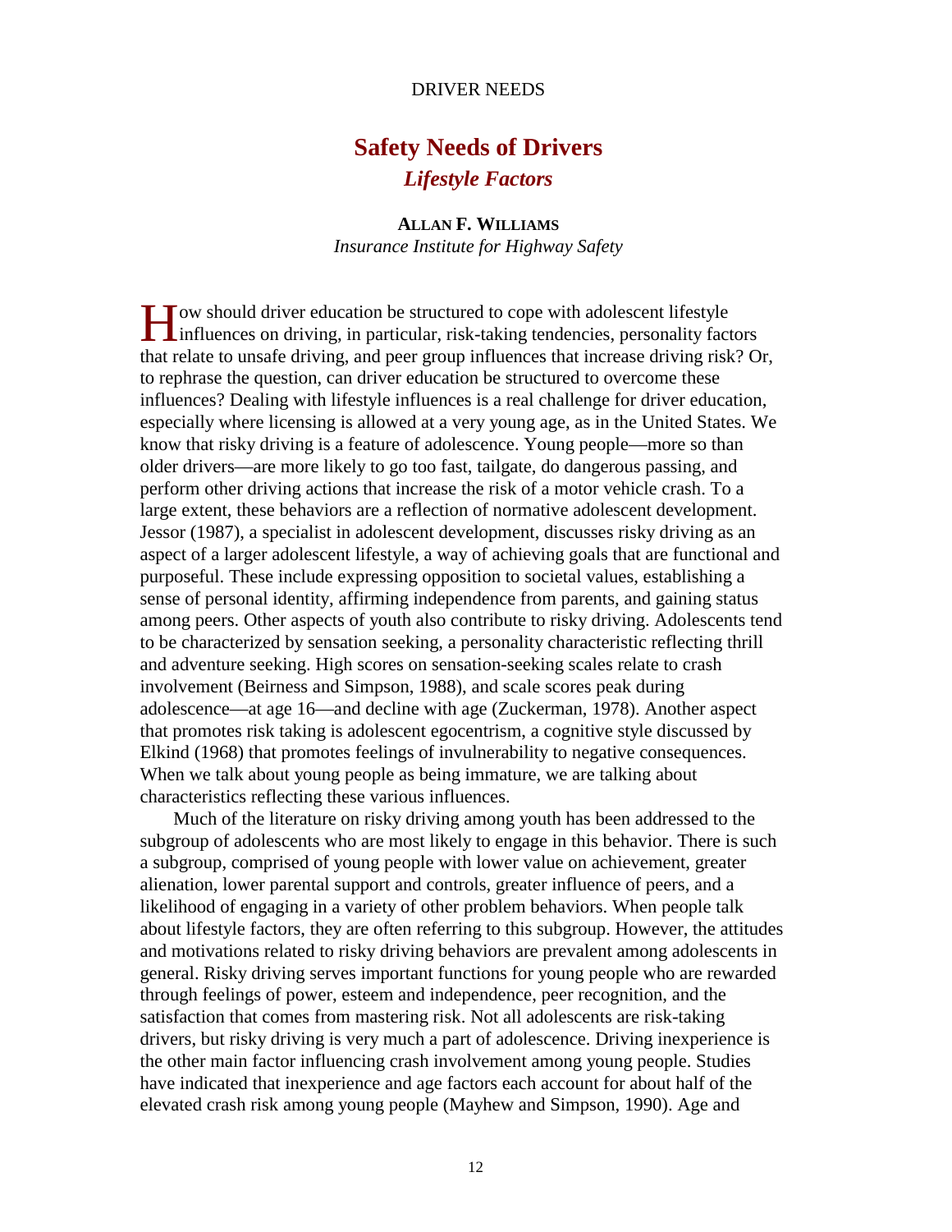DRIVER NEEDS

# Safety Needs of Drivers

## *Lifestyle Factors*

**ALLAN F. WILLIAMS**

*Insurance Institute for Highway Safety*

How should driver education be structured to cope with adolescent lifestyle influences on driving, in particular, risk-taking tendencies, personality factors that relate to unsafe driving, and peer group influences that increase driving risk? Or, to rephrase the question, can driver education be structured to overcome these influences? Dealing with lifestyle influences is a real challenge for driver education, especially where licensing is allowed at a very young age, as in the United States. We know that risky driving is a feature of adolescence. Young people—more so than older drivers—are more likely to go too fast, tailgate, do dangerous passing, and perform other driving actions that increase the risk of a motor vehicle crash. To a large extent, these behaviors are a reflection of normative adolescent development. Jessor (1987), a specialist in adolescent development, discusses risky driving as an aspect of a larger adolescent lifestyle, a way of achieving goals that are functional and purposeful. These include expressing opposition to societal values, establishing a sense of personal identity, affirming independence from parents, and gaining status among peers. Other aspects of youth also contribute to risky driving. Adolescents tend to be characterized by sensation seeking, a personality characteristic reflecting thrill and adventure seeking. High scores on sensation-seeking scales relate to crash involvement (Beirness and Simpson, 1988), and scale scores peak during adolescence—at age 16—and decline with age (Zuckerman, 1978). Another aspect that promotes risk taking is adolescent egocentrism, a cognitive style discussed by Elkind (1968) that promotes feelings of invulnerability to negative consequences. When we talk about young people as being immature, we are talking about characteristics reflecting these various influences.

Much of the literature on risky driving among youth has been addressed to the subgroup of adolescents who are most likely to engage in this behavior. There is such a subgroup, comprised of young people with lower value on achievement, greater alienation, lower parental support and controls, greater influence of peers, and a likelihood of engaging in a variety of other problem behaviors. When people talk about lifestyle factors, they are often referring to this subgroup. However, the attitudes and motivations related to risky driving behaviors are prevalent among adolescents in general. Risky driving serves important functions for young people who are rewarded through feelings of power, esteem and independence, peer recognition, and the satisfaction that comes from mastering risk. Not all adolescents are risk-taking drivers, but risky driving is very much a part of adolescence. Driving inexperience is the other main factor influencing crash involvement among young people. Studies have indicated that inexperience and age factors each account for about half of the elevated crash risk among young people (Mayhew and Simpson, 1990). Age and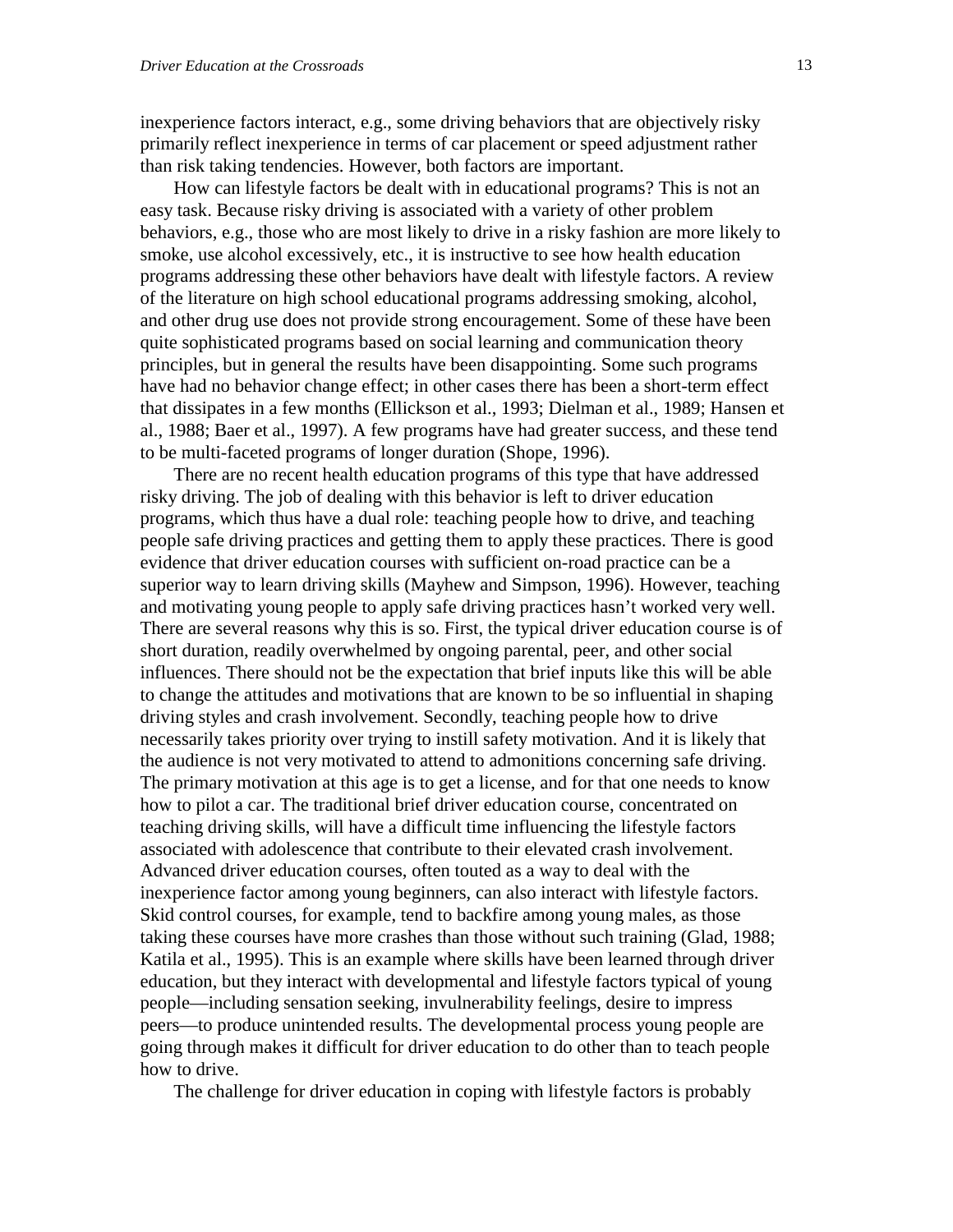inexperience factors interact, e.g., some driving behaviors that are objectively risky primarily reflect inexperience in terms of car placement or speed adjustment rather than risk taking tendencies. However, both factors are important.

How can lifestyle factors be dealt with in educational programs? This is not an easy task. Because risky driving is associated with a variety of other problem behaviors, e.g., those who are most likely to drive in a risky fashion are more likely to smoke, use alcohol excessively, etc., it is instructive to see how health education programs addressing these other behaviors have dealt with lifestyle factors. A review of the literature on high school educational programs addressing smoking, alcohol, and other drug use does not provide strong encouragement. Some of these have been quite sophisticated programs based on social learning and communication theory principles, but in general the results have been disappointing. Some such programs have had no behavior change effect; in other cases there has been a short-term effect that dissipates in a few months (Ellickson et al., 1993; Dielman et al., 1989; Hansen et al., 1988; Baer et al., 1997). A few programs have had greater success, and these tend to be multi-faceted programs of longer duration (Shope, 1996).

There are no recent health education programs of this type that have addressed risky driving. The job of dealing with this behavior is left to driver education programs, which thus have a dual role: teaching people how to drive, and teaching people safe driving practices and getting them to apply these practices. There is good evidence that driver education courses with sufficient on-road practice can be a superior way to learn driving skills (Mayhew and Simpson, 1996). However, teaching and motivating young people to apply safe driving practices hasn't worked very well. There are several reasons why this is so. First, the typical driver education course is of short duration, readily overwhelmed by ongoing parental, peer, and other social influences. There should not be the expectation that brief inputs like this will be able to change the attitudes and motivations that are known to be so influential in shaping driving styles and crash involvement. Secondly, teaching people how to drive necessarily takes priority over trying to instill safety motivation. And it is likely that the audience is not very motivated to attend to admonitions concerning safe driving. The primary motivation at this age is to get a license, and for that one needs to know how to pilot a car. The traditional brief driver education course, concentrated on teaching driving skills, will have a difficult time influencing the lifestyle factors associated with adolescence that contribute to their elevated crash involvement. Advanced driver education courses, often touted as a way to deal with the inexperience factor among young beginners, can also interact with lifestyle factors. Skid control courses, for example, tend to backfire among young males, as those taking these courses have more crashes than those without such training (Glad, 1988; Katila et al., 1995). This is an example where skills have been learned through driver education, but they interact with developmental and lifestyle factors typical of young people—including sensation seeking, invulnerability feelings, desire to impress peers—to produce unintended results. The developmental process young people are going through makes it difficult for driver education to do other than to teach people how to drive.

The challenge for driver education in coping with lifestyle factors is probably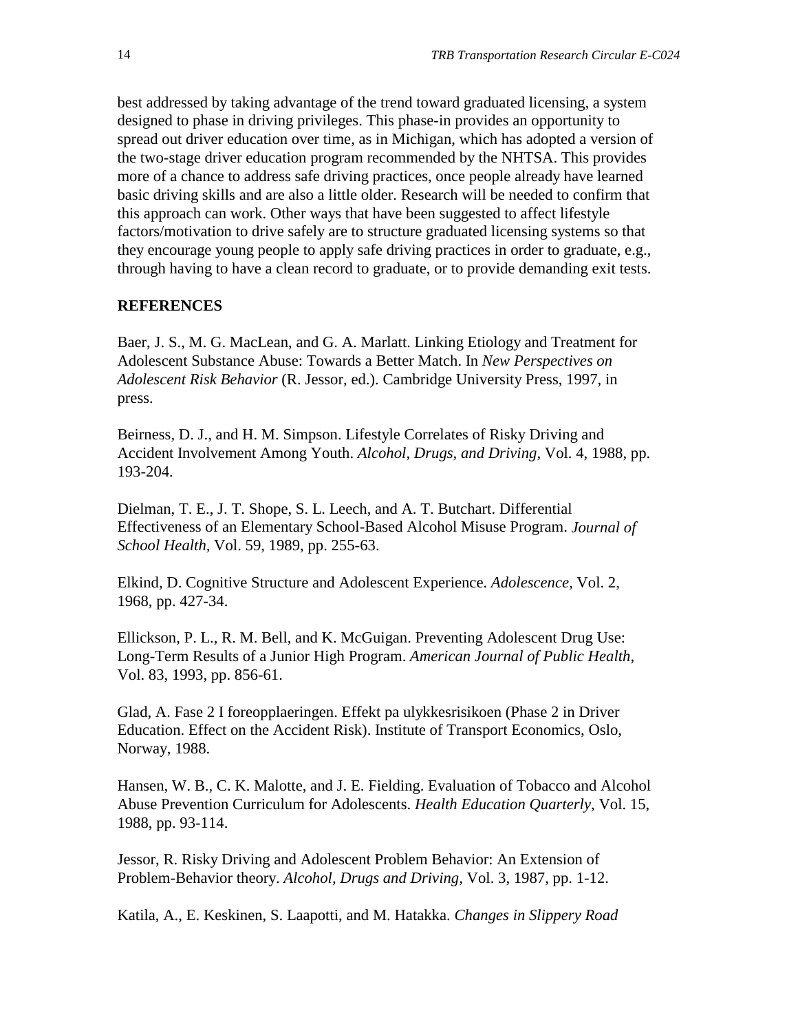best addressed by taking advantage of the trend toward graduated licensing, a system designed to phase in driving privileges. This phase-in provides an opportunity to spread out driver education over time, as in Michigan, which has adopted a version of the two-stage driver education program recommended by the NHTSA. This provides more of a chance to address safe driving practices, once people already have learned basic driving skills and are also a little older. Research will be needed to confirm that this approach can work. Other ways that have been suggested to affect lifestyle factors/motivation to drive safely are to structure graduated licensing systems so that they encourage young people to apply safe driving practices in order to graduate, e.g., through having to have a clean record to graduate, or to provide demanding exit tests.

## REFERENCES

Baer, J. S., M. G. MacLean, and G. A. Marlatt. Linking Etiology and Treatment for Adolescent Substance Abuse: Towards a Better Match. In *New Perspectives on Adolescent Risk Behavior* (R. Jessor, ed.). Cambridge University Press, 1997, in press.

Beirness, D. J., and H. M. Simpson. Lifestyle Correlates of Risky Driving and Accident Involvement Among Youth. *Alcohol, Drugs, and Driving,* Vol. 4, 1988, pp. 193-204.

Dielman, T. E., J. T. Shope, S. L. Leech, and A. T. Butchart. Differential Effectiveness of an Elementary School-Based Alcohol Misuse Program. *Journal of School Health,* Vol. 59, 1989, pp. 255-63.

Elkind, D. Cognitive Structure and Adolescent Experience. *Adolescence,* Vol. 2, 1968, pp. 427-34.

Ellickson, P. L., R. M. Bell, and K. McGuigan. Preventing Adolescent Drug Use: Long-Term Results of a Junior High Program. *American Journal of Public Health,* Vol. 83, 1993, pp. 856-61.

Glad, A. Fase 2 I foreopplaeringen. Effekt pa ulykkesrisikoen (Phase 2 in Driver Education. Effect on the Accident Risk). Institute of Transport Economics, Oslo, Norway, 1988.

Hansen, W. B., C. K. Malotte, and J. E. Fielding. Evaluation of Tobacco and Alcohol Abuse Prevention Curriculum for Adolescents. *Health Education Quarterly,* Vol. 15, 1988, pp. 93-114.

Jessor, R. Risky Driving and Adolescent Problem Behavior: An Extension of Problem-Behavior theory. *Alcohol, Drugs and Driving,* Vol. 3, 1987, pp. 1-12.

Katila, A., E. Keskinen, S. Laapotti, and M. Hatakka. *Changes in Slippery Road*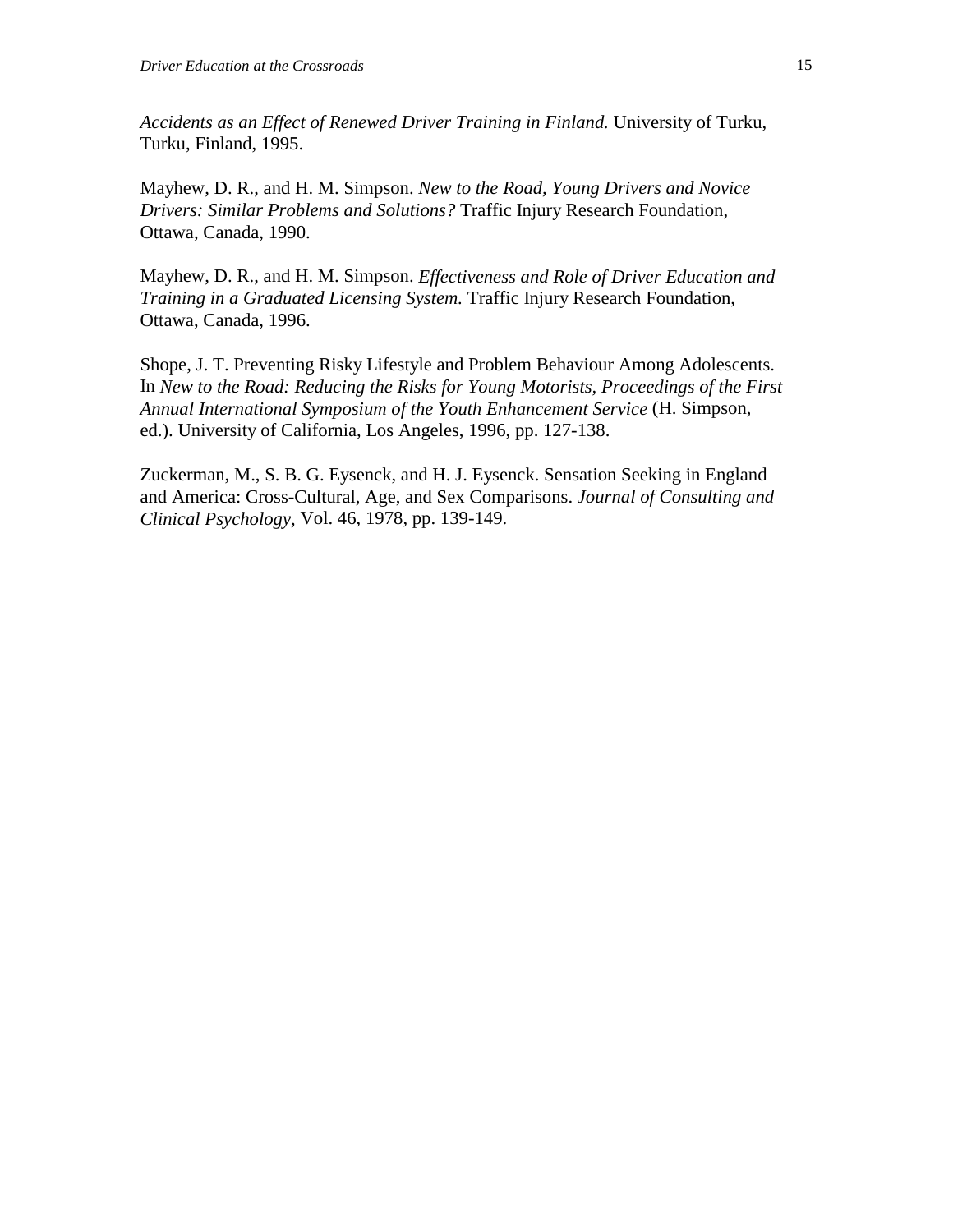*Accidents as an Effect of Renewed Driver Training in Finland.* University of Turku, Turku, Finland, 1995.

Mayhew, D. R., and H. M. Simpson. *New to the Road, Young Drivers and Novice Drivers: Similar Problems and Solutions?* Traffic Injury Research Foundation, Ottawa, Canada, 1990.

Mayhew, D. R., and H. M. Simpson. *Effectiveness and Role of Driver Education and Training in a Graduated Licensing System.* Traffic Injury Research Foundation, Ottawa, Canada, 1996.

Shope, J. T. Preventing Risky Lifestyle and Problem Behaviour Among Adolescents. In *New to the Road: Reducing the Risks for Young Motorists, Proceedings of the First Annual International Symposium of the Youth Enhancement Service* (H. Simpson, ed.). University of California, Los Angeles, 1996, pp. 127-138.

Zuckerman, M., S. B. G. Eysenck, and H. J. Eysenck. Sensation Seeking in England and America: Cross-Cultural, Age, and Sex Comparisons. *Journal of Consulting and Clinical Psychology*, Vol. 46, 1978, pp. 139-149.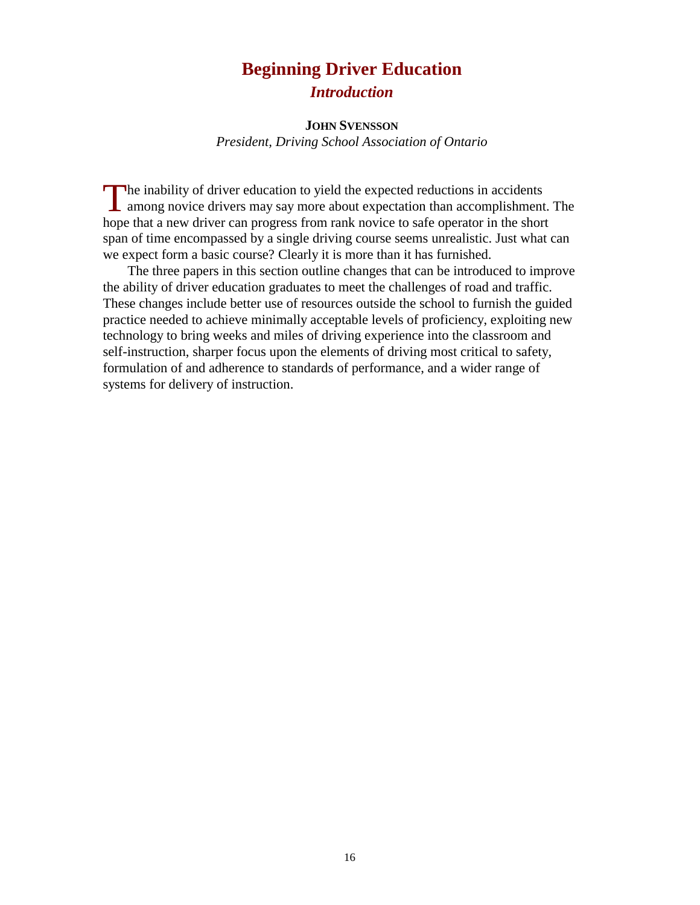# Beginning Driver Education

## *Introduction*

**JOHN SVENSSON**

*President, Driving School Association of Ontario*

The inability of driver education to yield the expected reductions in accidents among novice drivers may say more about expectation than accomplishment. The hope that a new driver can progress from rank novice to safe operator in the short span of time encompassed by a single driving course seems unrealistic. Just what can we expect form a basic course? Clearly it is more than it has furnished.

The three papers in this section outline changes that can be introduced to improve the ability of driver education graduates to meet the challenges of road and traffic. These changes include better use of resources outside the school to furnish the guided practice needed to achieve minimally acceptable levels of proficiency, exploiting new technology to bring weeks and miles of driving experience into the classroom and self-instruction, sharper focus upon the elements of driving most critical to safety, formulation of and adherence to standards of performance, and a wider range of systems for delivery of instruction.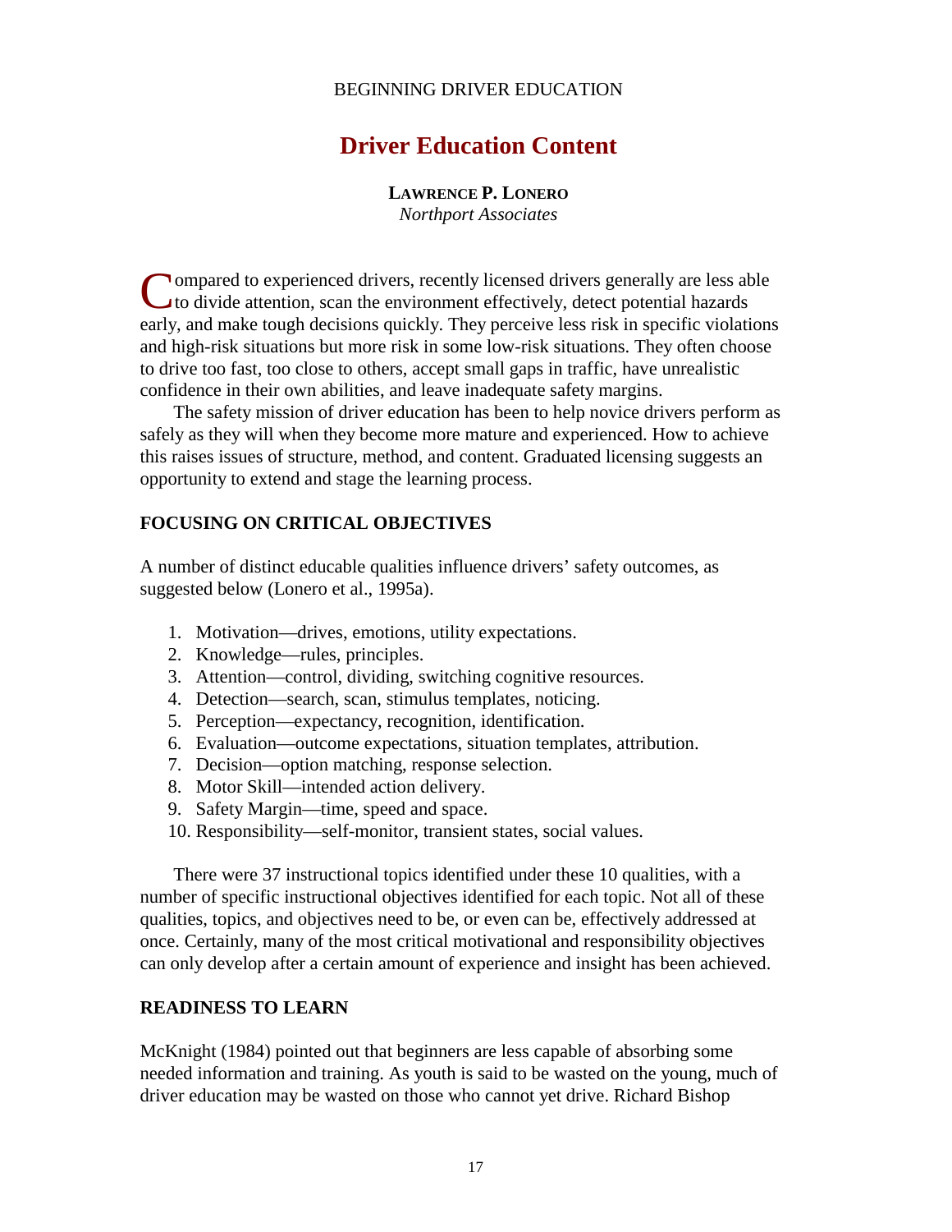BEGINNING DRIVER EDUCATION

# Driver Education Content

**LAWRENCE P. LONERO**
*Northport Associates*

Compared to experienced drivers, recently licensed drivers generally are less able to divide attention, scan the environment effectively, detect potential hazards early, and make tough decisions quickly. They perceive less risk in specific violations and high-risk situations but more risk in some low-risk situations. They often choose to drive too fast, too close to others, accept small gaps in traffic, have unrealistic confidence in their own abilities, and leave inadequate safety margins.

The safety mission of driver education has been to help novice drivers perform as safely as they will when they become more mature and experienced. How to achieve this raises issues of structure, method, and content. Graduated licensing suggests an opportunity to extend and stage the learning process.

## FOCUSING ON CRITICAL OBJECTIVES

A number of distinct educable qualities influence drivers' safety outcomes, as suggested below (Lonero et al., 1995a).

1. Motivation—drives, emotions, utility expectations.
2. Knowledge—rules, principles.
3. Attention—control, dividing, switching cognitive resources.
4. Detection—search, scan, stimulus templates, noticing.
5. Perception—expectancy, recognition, identification.
6. Evaluation—outcome expectations, situation templates, attribution.
7. Decision—option matching, response selection.
8. Motor Skill—intended action delivery.
9. Safety Margin—time, speed and space.
10. Responsibility—self-monitor, transient states, social values.

There were 37 instructional topics identified under these 10 qualities, with a number of specific instructional objectives identified for each topic. Not all of these qualities, topics, and objectives need to be, or even can be, effectively addressed at once. Certainly, many of the most critical motivational and responsibility objectives can only develop after a certain amount of experience and insight has been achieved.

## READINESS TO LEARN

McKnight (1984) pointed out that beginners are less capable of absorbing some needed information and training. As youth is said to be wasted on the young, much of driver education may be wasted on those who cannot yet drive. Richard Bishop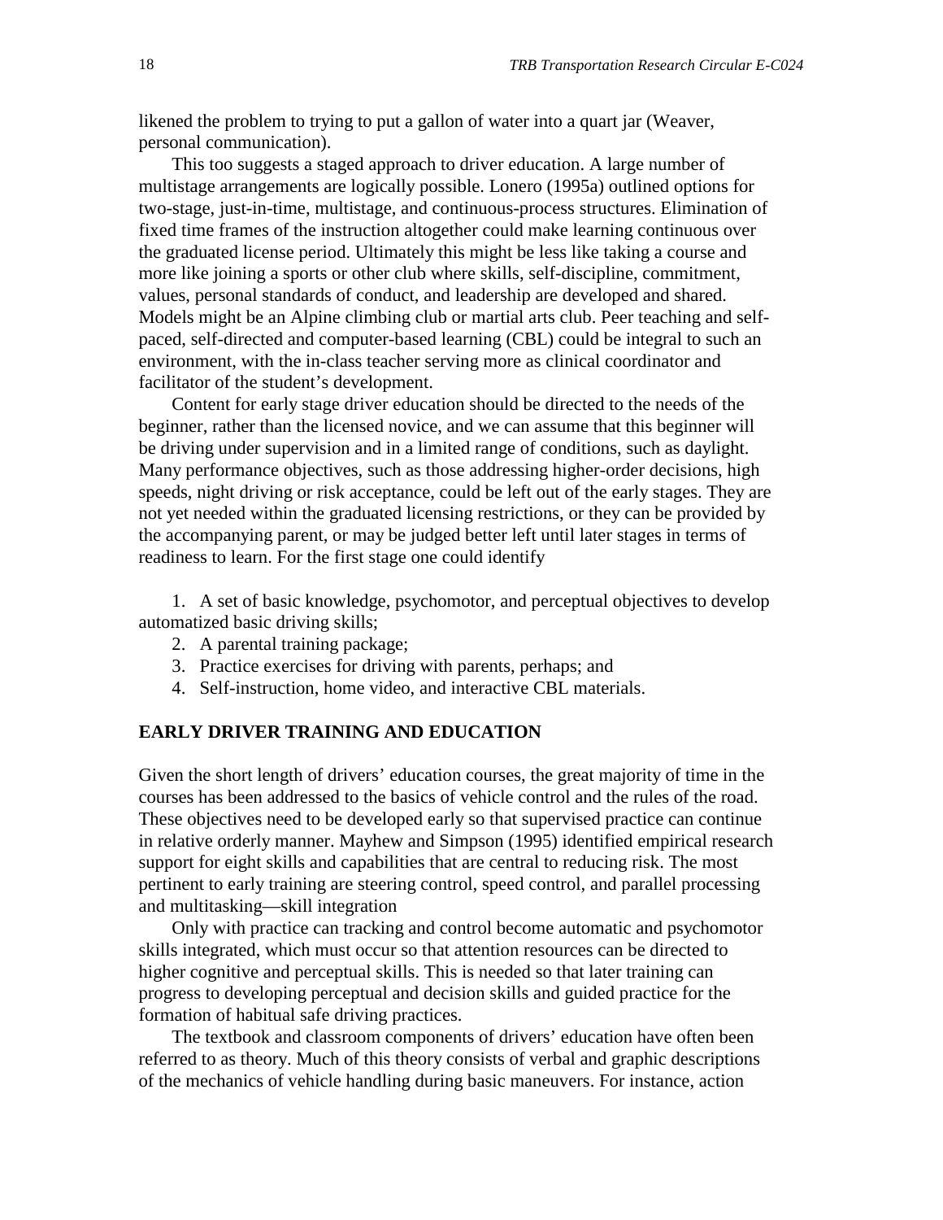likened the problem to trying to put a gallon of water into a quart jar (Weaver, personal communication).

This too suggests a staged approach to driver education. A large number of multistage arrangements are logically possible. Lonero (1995a) outlined options for two-stage, just-in-time, multistage, and continuous-process structures. Elimination of fixed time frames of the instruction altogether could make learning continuous over the graduated license period. Ultimately this might be less like taking a course and more like joining a sports or other club where skills, self-discipline, commitment, values, personal standards of conduct, and leadership are developed and shared. Models might be an Alpine climbing club or martial arts club. Peer teaching and self-paced, self-directed and computer-based learning (CBL) could be integral to such an environment, with the in-class teacher serving more as clinical coordinator and facilitator of the student's development.

Content for early stage driver education should be directed to the needs of the beginner, rather than the licensed novice, and we can assume that this beginner will be driving under supervision and in a limited range of conditions, such as daylight. Many performance objectives, such as those addressing higher-order decisions, high speeds, night driving or risk acceptance, could be left out of the early stages. They are not yet needed within the graduated licensing restrictions, or they can be provided by the accompanying parent, or may be judged better left until later stages in terms of readiness to learn. For the first stage one could identify

1. A set of basic knowledge, psychomotor, and perceptual objectives to develop automatized basic driving skills;
2. A parental training package;
3. Practice exercises for driving with parents, perhaps; and
4. Self-instruction, home video, and interactive CBL materials.

## EARLY DRIVER TRAINING AND EDUCATION

Given the short length of drivers' education courses, the great majority of time in the courses has been addressed to the basics of vehicle control and the rules of the road. These objectives need to be developed early so that supervised practice can continue in relative orderly manner. Mayhew and Simpson (1995) identified empirical research support for eight skills and capabilities that are central to reducing risk. The most pertinent to early training are steering control, speed control, and parallel processing and multitasking—skill integration

Only with practice can tracking and control become automatic and psychomotor skills integrated, which must occur so that attention resources can be directed to higher cognitive and perceptual skills. This is needed so that later training can progress to developing perceptual and decision skills and guided practice for the formation of habitual safe driving practices.

The textbook and classroom components of drivers' education have often been referred to as theory. Much of this theory consists of verbal and graphic descriptions of the mechanics of vehicle handling during basic maneuvers. For instance, action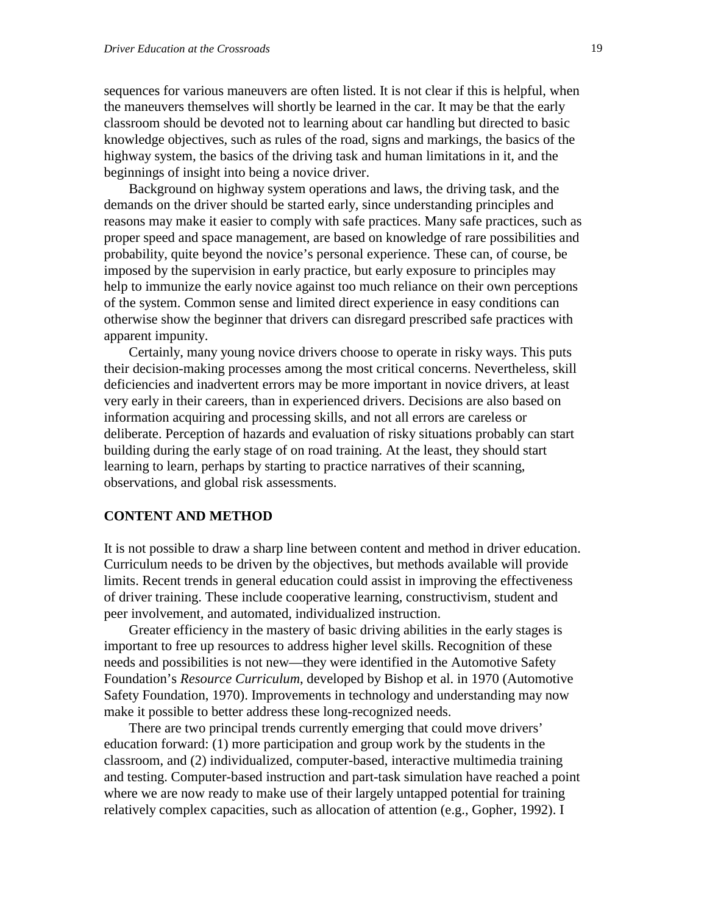sequences for various maneuvers are often listed. It is not clear if this is helpful, when the maneuvers themselves will shortly be learned in the car. It may be that the early classroom should be devoted not to learning about car handling but directed to basic knowledge objectives, such as rules of the road, signs and markings, the basics of the highway system, the basics of the driving task and human limitations in it, and the beginnings of insight into being a novice driver.

Background on highway system operations and laws, the driving task, and the demands on the driver should be started early, since understanding principles and reasons may make it easier to comply with safe practices. Many safe practices, such as proper speed and space management, are based on knowledge of rare possibilities and probability, quite beyond the novice's personal experience. These can, of course, be imposed by the supervision in early practice, but early exposure to principles may help to immunize the early novice against too much reliance on their own perceptions of the system. Common sense and limited direct experience in easy conditions can otherwise show the beginner that drivers can disregard prescribed safe practices with apparent impunity.

Certainly, many young novice drivers choose to operate in risky ways. This puts their decision-making processes among the most critical concerns. Nevertheless, skill deficiencies and inadvertent errors may be more important in novice drivers, at least very early in their careers, than in experienced drivers. Decisions are also based on information acquiring and processing skills, and not all errors are careless or deliberate. Perception of hazards and evaluation of risky situations probably can start building during the early stage of on road training. At the least, they should start learning to learn, perhaps by starting to practice narratives of their scanning, observations, and global risk assessments.

## CONTENT AND METHOD

It is not possible to draw a sharp line between content and method in driver education. Curriculum needs to be driven by the objectives, but methods available will provide limits. Recent trends in general education could assist in improving the effectiveness of driver training. These include cooperative learning, constructivism, student and peer involvement, and automated, individualized instruction.

Greater efficiency in the mastery of basic driving abilities in the early stages is important to free up resources to address higher level skills. Recognition of these needs and possibilities is not new—they were identified in the Automotive Safety Foundation's *Resource Curriculum*, developed by Bishop et al. in 1970 (Automotive Safety Foundation, 1970). Improvements in technology and understanding may now make it possible to better address these long-recognized needs.

There are two principal trends currently emerging that could move drivers' education forward: (1) more participation and group work by the students in the classroom, and (2) individualized, computer-based, interactive multimedia training and testing. Computer-based instruction and part-task simulation have reached a point where we are now ready to make use of their largely untapped potential for training relatively complex capacities, such as allocation of attention (e.g., Gopher, 1992). I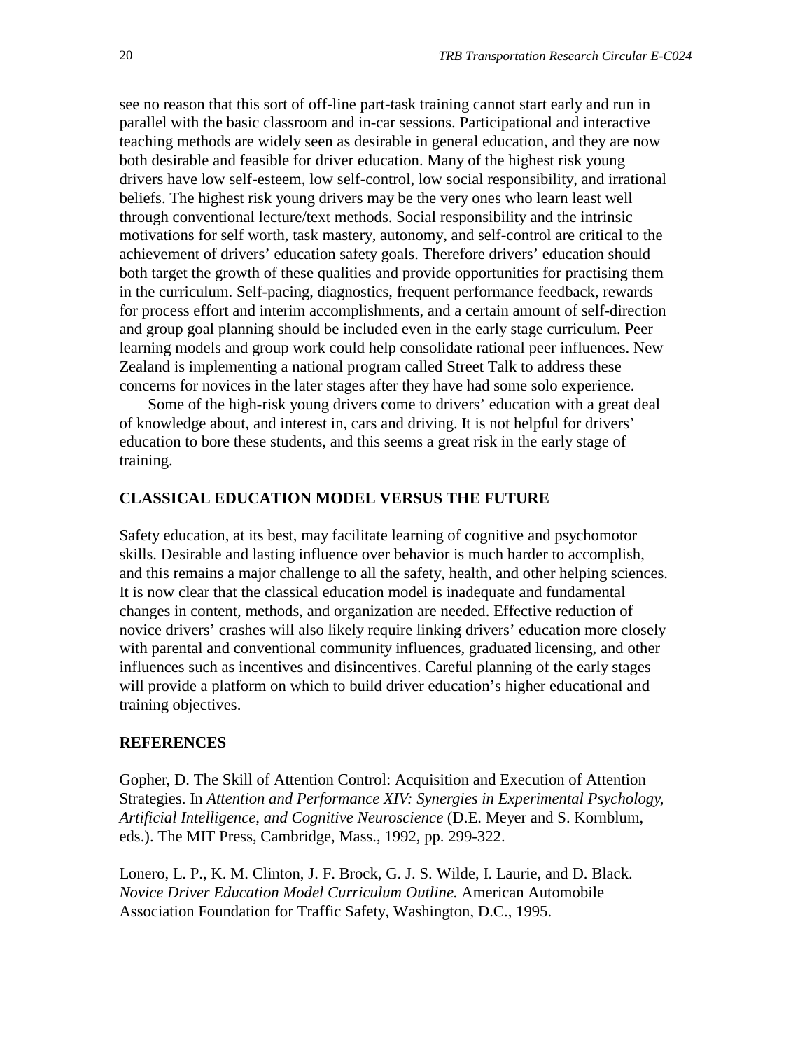see no reason that this sort of off-line part-task training cannot start early and run in parallel with the basic classroom and in-car sessions. Participational and interactive teaching methods are widely seen as desirable in general education, and they are now both desirable and feasible for driver education. Many of the highest risk young drivers have low self-esteem, low self-control, low social responsibility, and irrational beliefs. The highest risk young drivers may be the very ones who learn least well through conventional lecture/text methods. Social responsibility and the intrinsic motivations for self worth, task mastery, autonomy, and self-control are critical to the achievement of drivers' education safety goals. Therefore drivers' education should both target the growth of these qualities and provide opportunities for practising them in the curriculum. Self-pacing, diagnostics, frequent performance feedback, rewards for process effort and interim accomplishments, and a certain amount of self-direction and group goal planning should be included even in the early stage curriculum. Peer learning models and group work could help consolidate rational peer influences. New Zealand is implementing a national program called Street Talk to address these concerns for novices in the later stages after they have had some solo experience.

Some of the high-risk young drivers come to drivers' education with a great deal of knowledge about, and interest in, cars and driving. It is not helpful for drivers' education to bore these students, and this seems a great risk in the early stage of training.

## CLASSICAL EDUCATION MODEL VERSUS THE FUTURE

Safety education, at its best, may facilitate learning of cognitive and psychomotor skills. Desirable and lasting influence over behavior is much harder to accomplish, and this remains a major challenge to all the safety, health, and other helping sciences. It is now clear that the classical education model is inadequate and fundamental changes in content, methods, and organization are needed. Effective reduction of novice drivers' crashes will also likely require linking drivers' education more closely with parental and conventional community influences, graduated licensing, and other influences such as incentives and disincentives. Careful planning of the early stages will provide a platform on which to build driver education's higher educational and training objectives.

## REFERENCES

Gopher, D. The Skill of Attention Control: Acquisition and Execution of Attention Strategies. In *Attention and Performance XIV: Synergies in Experimental Psychology, Artificial Intelligence, and Cognitive Neuroscience* (D.E. Meyer and S. Kornblum, eds.). The MIT Press, Cambridge, Mass., 1992, pp. 299-322.

Lonero, L. P., K. M. Clinton, J. F. Brock, G. J. S. Wilde, I. Laurie, and D. Black. *Novice Driver Education Model Curriculum Outline.* American Automobile Association Foundation for Traffic Safety, Washington, D.C., 1995.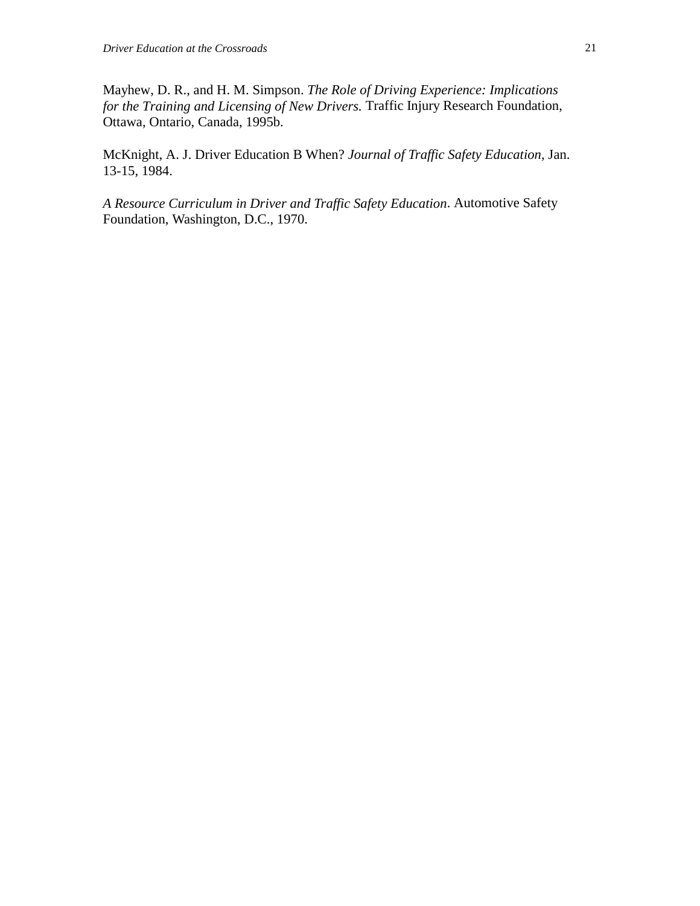Mayhew, D. R., and H. M. Simpson. *The Role of Driving Experience: Implications for the Training and Licensing of New Drivers.* Traffic Injury Research Foundation, Ottawa, Ontario, Canada, 1995b.

McKnight, A. J. Driver Education B When? *Journal of Traffic Safety Education,* Jan. 13-15, 1984.

*A Resource Curriculum in Driver and Traffic Safety Education*. Automotive Safety Foundation, Washington, D.C., 1970.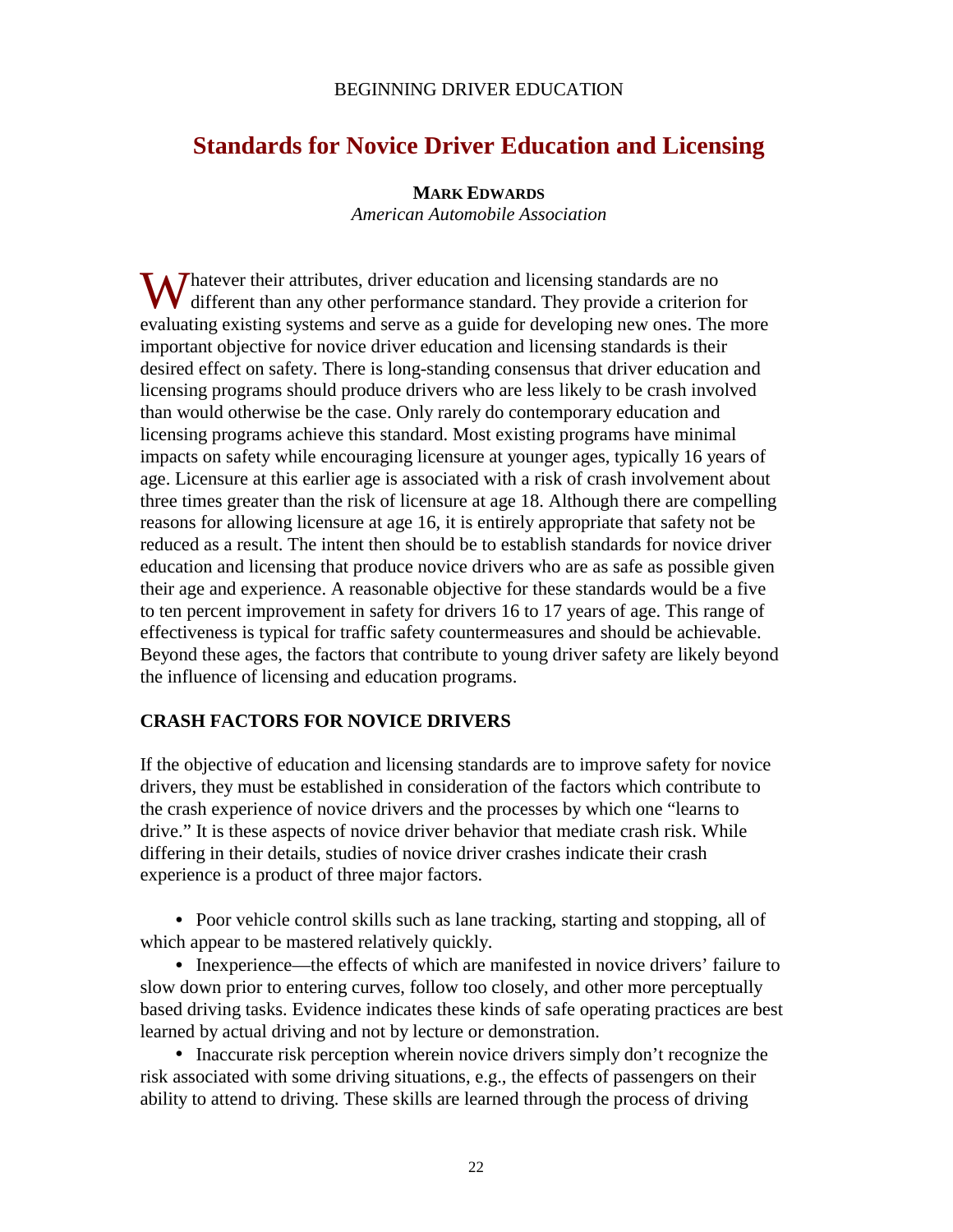## Standards for Novice Driver Education and Licensing

**MARK EDWARDS**
*American Automobile Association*

Whatever their attributes, driver education and licensing standards are no different than any other performance standard. They provide a criterion for evaluating existing systems and serve as a guide for developing new ones. The more important objective for novice driver education and licensing standards is their desired effect on safety. There is long-standing consensus that driver education and licensing programs should produce drivers who are less likely to be crash involved than would otherwise be the case. Only rarely do contemporary education and licensing programs achieve this standard. Most existing programs have minimal impacts on safety while encouraging licensure at younger ages, typically 16 years of age. Licensure at this earlier age is associated with a risk of crash involvement about three times greater than the risk of licensure at age 18. Although there are compelling reasons for allowing licensure at age 16, it is entirely appropriate that safety not be reduced as a result. The intent then should be to establish standards for novice driver education and licensing that produce novice drivers who are as safe as possible given their age and experience. A reasonable objective for these standards would be a five to ten percent improvement in safety for drivers 16 to 17 years of age. This range of effectiveness is typical for traffic safety countermeasures and should be achievable. Beyond these ages, the factors that contribute to young driver safety are likely beyond the influence of licensing and education programs.

### CRASH FACTORS FOR NOVICE DRIVERS

If the objective of education and licensing standards are to improve safety for novice drivers, they must be established in consideration of the factors which contribute to the crash experience of novice drivers and the processes by which one "learns to drive." It is these aspects of novice driver behavior that mediate crash risk. While differing in their details, studies of novice driver crashes indicate their crash experience is a product of three major factors.

- Poor vehicle control skills such as lane tracking, starting and stopping, all of which appear to be mastered relatively quickly.
- Inexperience—the effects of which are manifested in novice drivers' failure to slow down prior to entering curves, follow too closely, and other more perceptually based driving tasks. Evidence indicates these kinds of safe operating practices are best learned by actual driving and not by lecture or demonstration.
- Inaccurate risk perception wherein novice drivers simply don't recognize the risk associated with some driving situations, e.g., the effects of passengers on their ability to attend to driving. These skills are learned through the process of driving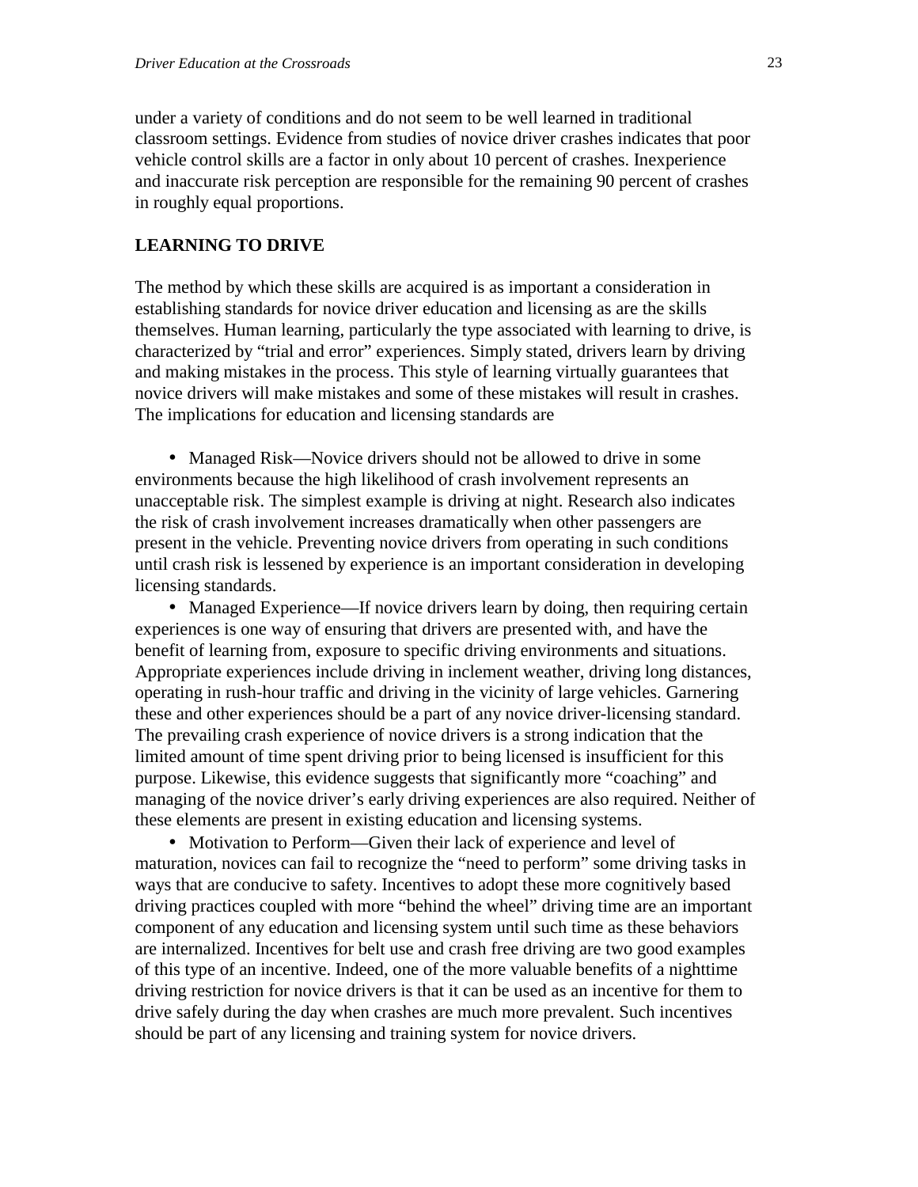under a variety of conditions and do not seem to be well learned in traditional classroom settings. Evidence from studies of novice driver crashes indicates that poor vehicle control skills are a factor in only about 10 percent of crashes. Inexperience and inaccurate risk perception are responsible for the remaining 90 percent of crashes in roughly equal proportions.

## LEARNING TO DRIVE

The method by which these skills are acquired is as important a consideration in establishing standards for novice driver education and licensing as are the skills themselves. Human learning, particularly the type associated with learning to drive, is characterized by “trial and error” experiences. Simply stated, drivers learn by driving and making mistakes in the process. This style of learning virtually guarantees that novice drivers will make mistakes and some of these mistakes will result in crashes. The implications for education and licensing standards are

- Managed Risk—Novice drivers should not be allowed to drive in some environments because the high likelihood of crash involvement represents an unacceptable risk. The simplest example is driving at night. Research also indicates the risk of crash involvement increases dramatically when other passengers are present in the vehicle. Preventing novice drivers from operating in such conditions until crash risk is lessened by experience is an important consideration in developing licensing standards.
- Managed Experience—If novice drivers learn by doing, then requiring certain experiences is one way of ensuring that drivers are presented with, and have the benefit of learning from, exposure to specific driving environments and situations. Appropriate experiences include driving in inclement weather, driving long distances, operating in rush-hour traffic and driving in the vicinity of large vehicles. Garnering these and other experiences should be a part of any novice driver-licensing standard. The prevailing crash experience of novice drivers is a strong indication that the limited amount of time spent driving prior to being licensed is insufficient for this purpose. Likewise, this evidence suggests that significantly more “coaching” and managing of the novice driver’s early driving experiences are also required. Neither of these elements are present in existing education and licensing systems.
- Motivation to Perform—Given their lack of experience and level of maturation, novices can fail to recognize the “need to perform” some driving tasks in ways that are conducive to safety. Incentives to adopt these more cognitively based driving practices coupled with more “behind the wheel” driving time are an important component of any education and licensing system until such time as these behaviors are internalized. Incentives for belt use and crash free driving are two good examples of this type of an incentive. Indeed, one of the more valuable benefits of a nighttime driving restriction for novice drivers is that it can be used as an incentive for them to drive safely during the day when crashes are much more prevalent. Such incentives should be part of any licensing and training system for novice drivers.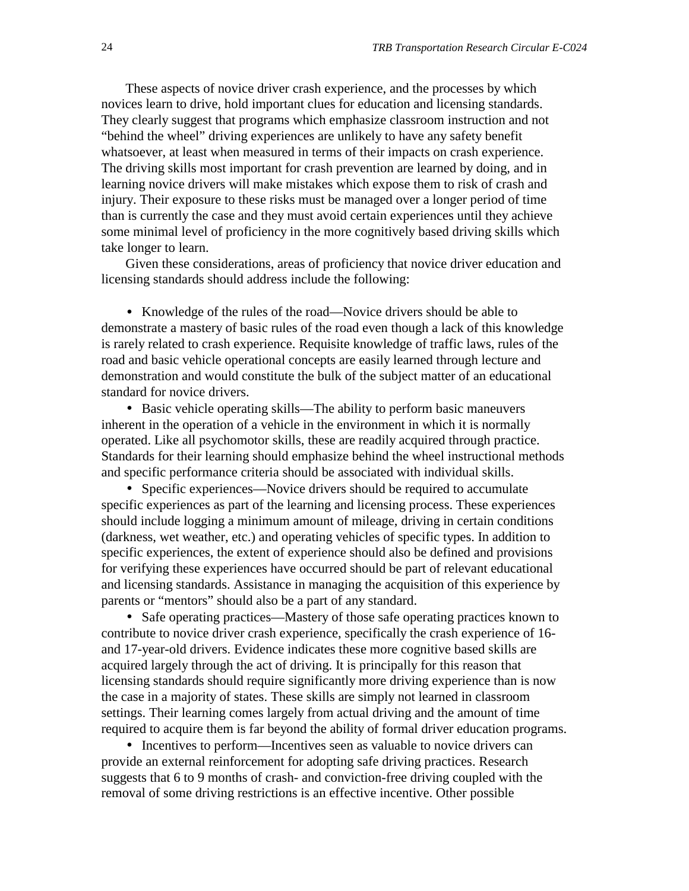These aspects of novice driver crash experience, and the processes by which novices learn to drive, hold important clues for education and licensing standards. They clearly suggest that programs which emphasize classroom instruction and not "behind the wheel" driving experiences are unlikely to have any safety benefit whatsoever, at least when measured in terms of their impacts on crash experience. The driving skills most important for crash prevention are learned by doing, and in learning novice drivers will make mistakes which expose them to risk of crash and injury. Their exposure to these risks must be managed over a longer period of time than is currently the case and they must avoid certain experiences until they achieve some minimal level of proficiency in the more cognitively based driving skills which take longer to learn.

Given these considerations, areas of proficiency that novice driver education and licensing standards should address include the following:

- Knowledge of the rules of the road—Novice drivers should be able to demonstrate a mastery of basic rules of the road even though a lack of this knowledge is rarely related to crash experience. Requisite knowledge of traffic laws, rules of the road and basic vehicle operational concepts are easily learned through lecture and demonstration and would constitute the bulk of the subject matter of an educational standard for novice drivers.
- Basic vehicle operating skills—The ability to perform basic maneuvers inherent in the operation of a vehicle in the environment in which it is normally operated. Like all psychomotor skills, these are readily acquired through practice. Standards for their learning should emphasize behind the wheel instructional methods and specific performance criteria should be associated with individual skills.
- Specific experiences—Novice drivers should be required to accumulate specific experiences as part of the learning and licensing process. These experiences should include logging a minimum amount of mileage, driving in certain conditions (darkness, wet weather, etc.) and operating vehicles of specific types. In addition to specific experiences, the extent of experience should also be defined and provisions for verifying these experiences have occurred should be part of relevant educational and licensing standards. Assistance in managing the acquisition of this experience by parents or "mentors" should also be a part of any standard.
- Safe operating practices—Mastery of those safe operating practices known to contribute to novice driver crash experience, specifically the crash experience of 16- and 17-year-old drivers. Evidence indicates these more cognitive based skills are acquired largely through the act of driving. It is principally for this reason that licensing standards should require significantly more driving experience than is now the case in a majority of states. These skills are simply not learned in classroom settings. Their learning comes largely from actual driving and the amount of time required to acquire them is far beyond the ability of formal driver education programs.
- Incentives to perform—Incentives seen as valuable to novice drivers can provide an external reinforcement for adopting safe driving practices. Research suggests that 6 to 9 months of crash- and conviction-free driving coupled with the removal of some driving restrictions is an effective incentive. Other possible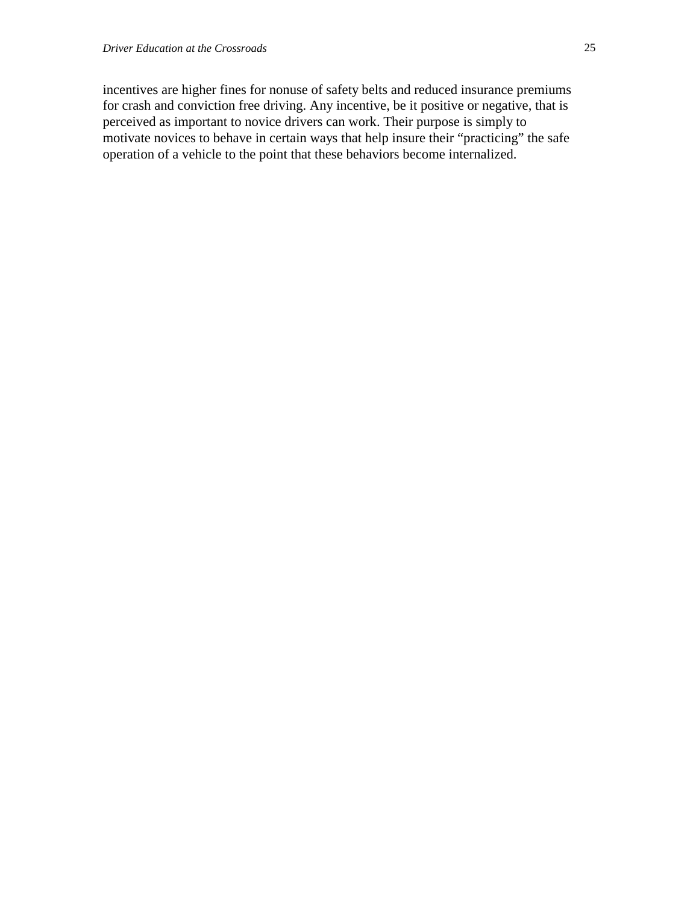incentives are higher fines for nonuse of safety belts and reduced insurance premiums for crash and conviction free driving. Any incentive, be it positive or negative, that is perceived as important to novice drivers can work. Their purpose is simply to motivate novices to behave in certain ways that help insure their "practicing" the safe operation of a vehicle to the point that these behaviors become internalized.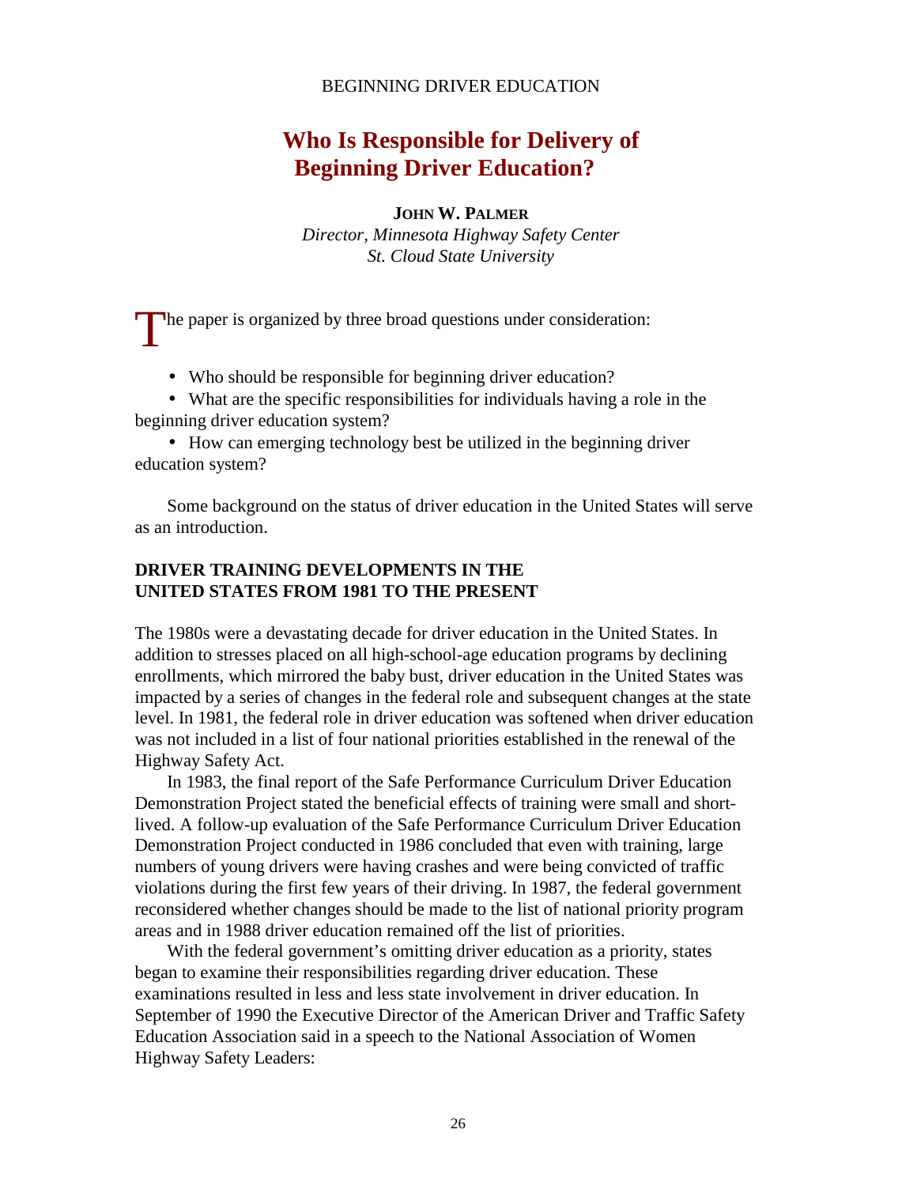# Who Is Responsible for Delivery of Beginning Driver Education?

**JOHN W. PALMER**

*Director, Minnesota Highway Safety Center*
*St. Cloud State University*

The paper is organized by three broad questions under consideration:

- Who should be responsible for beginning driver education?
- What are the specific responsibilities for individuals having a role in the beginning driver education system?
- How can emerging technology best be utilized in the beginning driver education system?

Some background on the status of driver education in the United States will serve as an introduction.

## DRIVER TRAINING DEVELOPMENTS IN THE UNITED STATES FROM 1981 TO THE PRESENT

The 1980s were a devastating decade for driver education in the United States. In addition to stresses placed on all high-school-age education programs by declining enrollments, which mirrored the baby bust, driver education in the United States was impacted by a series of changes in the federal role and subsequent changes at the state level. In 1981, the federal role in driver education was softened when driver education was not included in a list of four national priorities established in the renewal of the Highway Safety Act.

In 1983, the final report of the Safe Performance Curriculum Driver Education Demonstration Project stated the beneficial effects of training were small and short-lived. A follow-up evaluation of the Safe Performance Curriculum Driver Education Demonstration Project conducted in 1986 concluded that even with training, large numbers of young drivers were having crashes and were being convicted of traffic violations during the first few years of their driving. In 1987, the federal government reconsidered whether changes should be made to the list of national priority program areas and in 1988 driver education remained off the list of priorities.

With the federal government's omitting driver education as a priority, states began to examine their responsibilities regarding driver education. These examinations resulted in less and less state involvement in driver education. In September of 1990 the Executive Director of the American Driver and Traffic Safety Education Association said in a speech to the National Association of Women Highway Safety Leaders: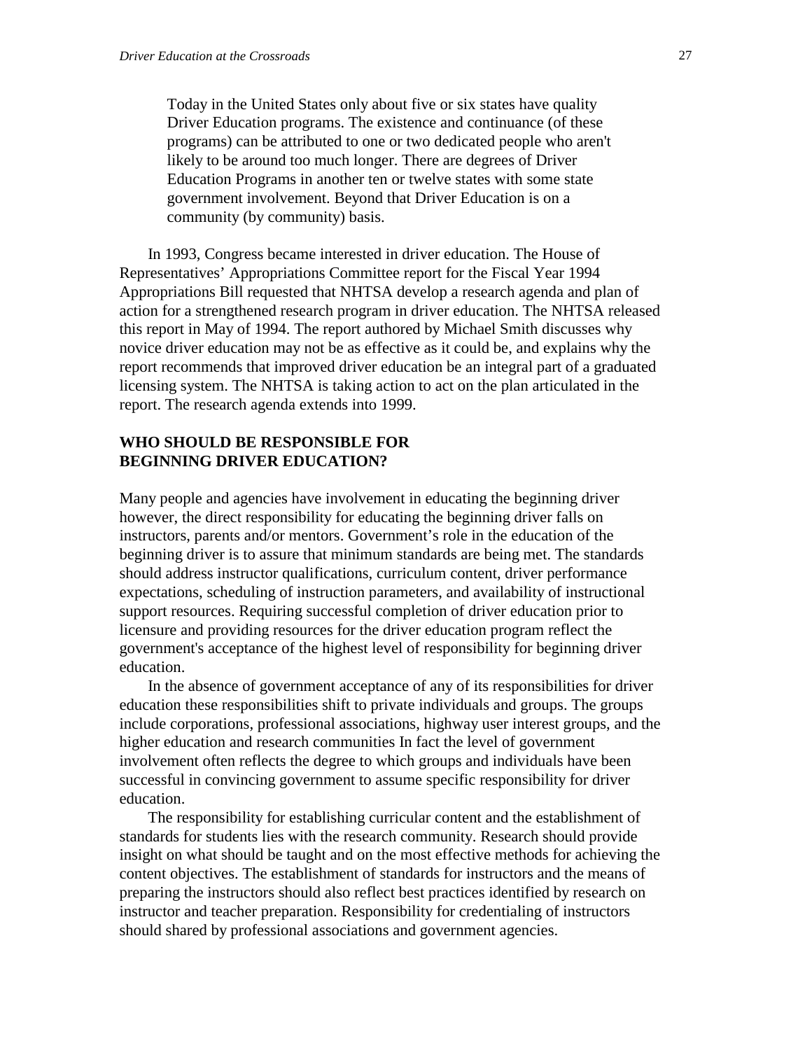> Today in the United States only about five or six states have quality Driver Education programs. The existence and continuance (of these programs) can be attributed to one or two dedicated people who aren't likely to be around too much longer. There are degrees of Driver Education Programs in another ten or twelve states with some state government involvement. Beyond that Driver Education is on a community (by community) basis.

In 1993, Congress became interested in driver education. The House of Representatives' Appropriations Committee report for the Fiscal Year 1994 Appropriations Bill requested that NHTSA develop a research agenda and plan of action for a strengthened research program in driver education. The NHTSA released this report in May of 1994. The report authored by Michael Smith discusses why novice driver education may not be as effective as it could be, and explains why the report recommends that improved driver education be an integral part of a graduated licensing system. The NHTSA is taking action to act on the plan articulated in the report. The research agenda extends into 1999.

## WHO SHOULD BE RESPONSIBLE FOR BEGINNING DRIVER EDUCATION?

Many people and agencies have involvement in educating the beginning driver however, the direct responsibility for educating the beginning driver falls on instructors, parents and/or mentors. Government's role in the education of the beginning driver is to assure that minimum standards are being met. The standards should address instructor qualifications, curriculum content, driver performance expectations, scheduling of instruction parameters, and availability of instructional support resources. Requiring successful completion of driver education prior to licensure and providing resources for the driver education program reflect the government's acceptance of the highest level of responsibility for beginning driver education.

In the absence of government acceptance of any of its responsibilities for driver education these responsibilities shift to private individuals and groups. The groups include corporations, professional associations, highway user interest groups, and the higher education and research communities In fact the level of government involvement often reflects the degree to which groups and individuals have been successful in convincing government to assume specific responsibility for driver education.

The responsibility for establishing curricular content and the establishment of standards for students lies with the research community. Research should provide insight on what should be taught and on the most effective methods for achieving the content objectives. The establishment of standards for instructors and the means of preparing the instructors should also reflect best practices identified by research on instructor and teacher preparation. Responsibility for credentialing of instructors should shared by professional associations and government agencies.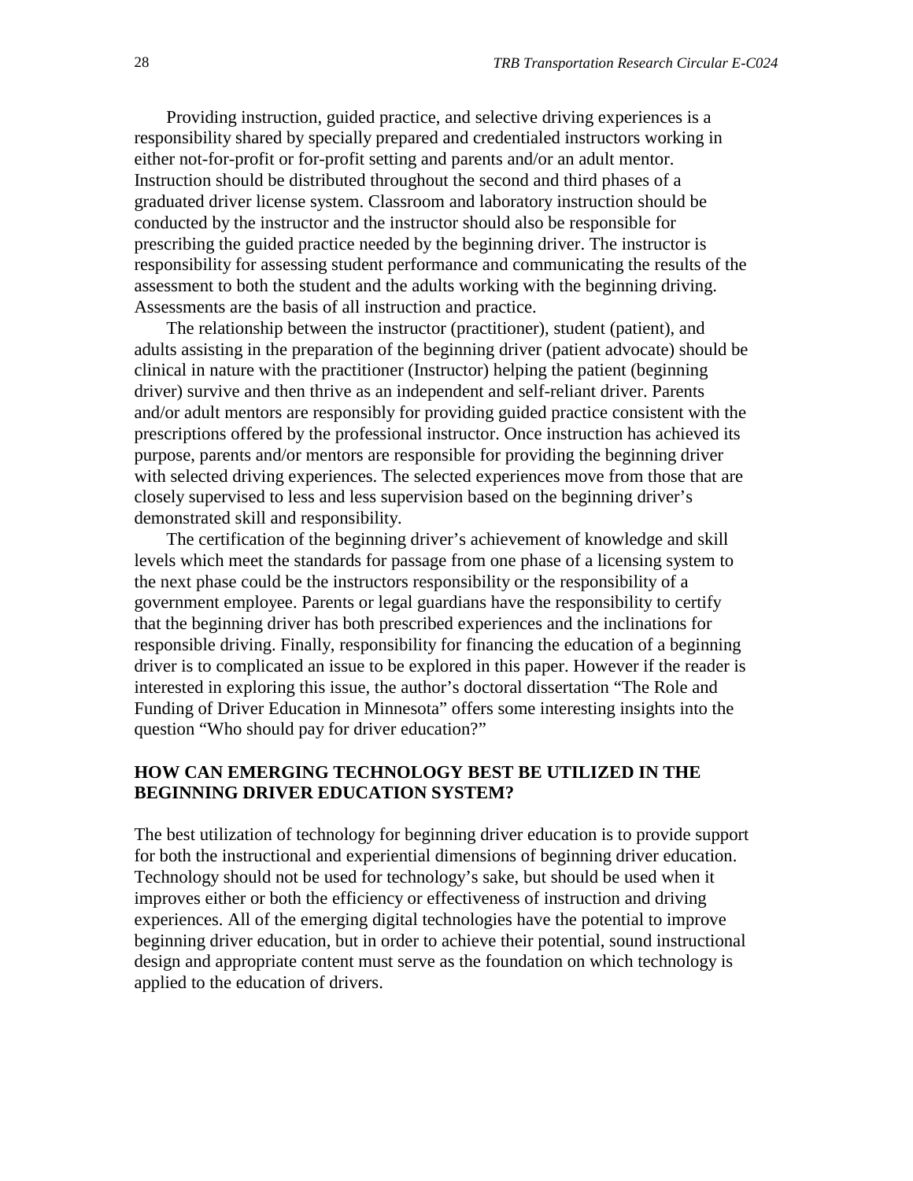Providing instruction, guided practice, and selective driving experiences is a responsibility shared by specially prepared and credentialed instructors working in either not-for-profit or for-profit setting and parents and/or an adult mentor. Instruction should be distributed throughout the second and third phases of a graduated driver license system. Classroom and laboratory instruction should be conducted by the instructor and the instructor should also be responsible for prescribing the guided practice needed by the beginning driver. The instructor is responsibility for assessing student performance and communicating the results of the assessment to both the student and the adults working with the beginning driving. Assessments are the basis of all instruction and practice.

The relationship between the instructor (practitioner), student (patient), and adults assisting in the preparation of the beginning driver (patient advocate) should be clinical in nature with the practitioner (Instructor) helping the patient (beginning driver) survive and then thrive as an independent and self-reliant driver. Parents and/or adult mentors are responsibly for providing guided practice consistent with the prescriptions offered by the professional instructor. Once instruction has achieved its purpose, parents and/or mentors are responsible for providing the beginning driver with selected driving experiences. The selected experiences move from those that are closely supervised to less and less supervision based on the beginning driver's demonstrated skill and responsibility.

The certification of the beginning driver's achievement of knowledge and skill levels which meet the standards for passage from one phase of a licensing system to the next phase could be the instructors responsibility or the responsibility of a government employee. Parents or legal guardians have the responsibility to certify that the beginning driver has both prescribed experiences and the inclinations for responsible driving. Finally, responsibility for financing the education of a beginning driver is to complicated an issue to be explored in this paper. However if the reader is interested in exploring this issue, the author's doctoral dissertation "The Role and Funding of Driver Education in Minnesota" offers some interesting insights into the question "Who should pay for driver education?"

## HOW CAN EMERGING TECHNOLOGY BEST BE UTILIZED IN THE BEGINNING DRIVER EDUCATION SYSTEM?

The best utilization of technology for beginning driver education is to provide support for both the instructional and experiential dimensions of beginning driver education. Technology should not be used for technology's sake, but should be used when it improves either or both the efficiency or effectiveness of instruction and driving experiences. All of the emerging digital technologies have the potential to improve beginning driver education, but in order to achieve their potential, sound instructional design and appropriate content must serve as the foundation on which technology is applied to the education of drivers.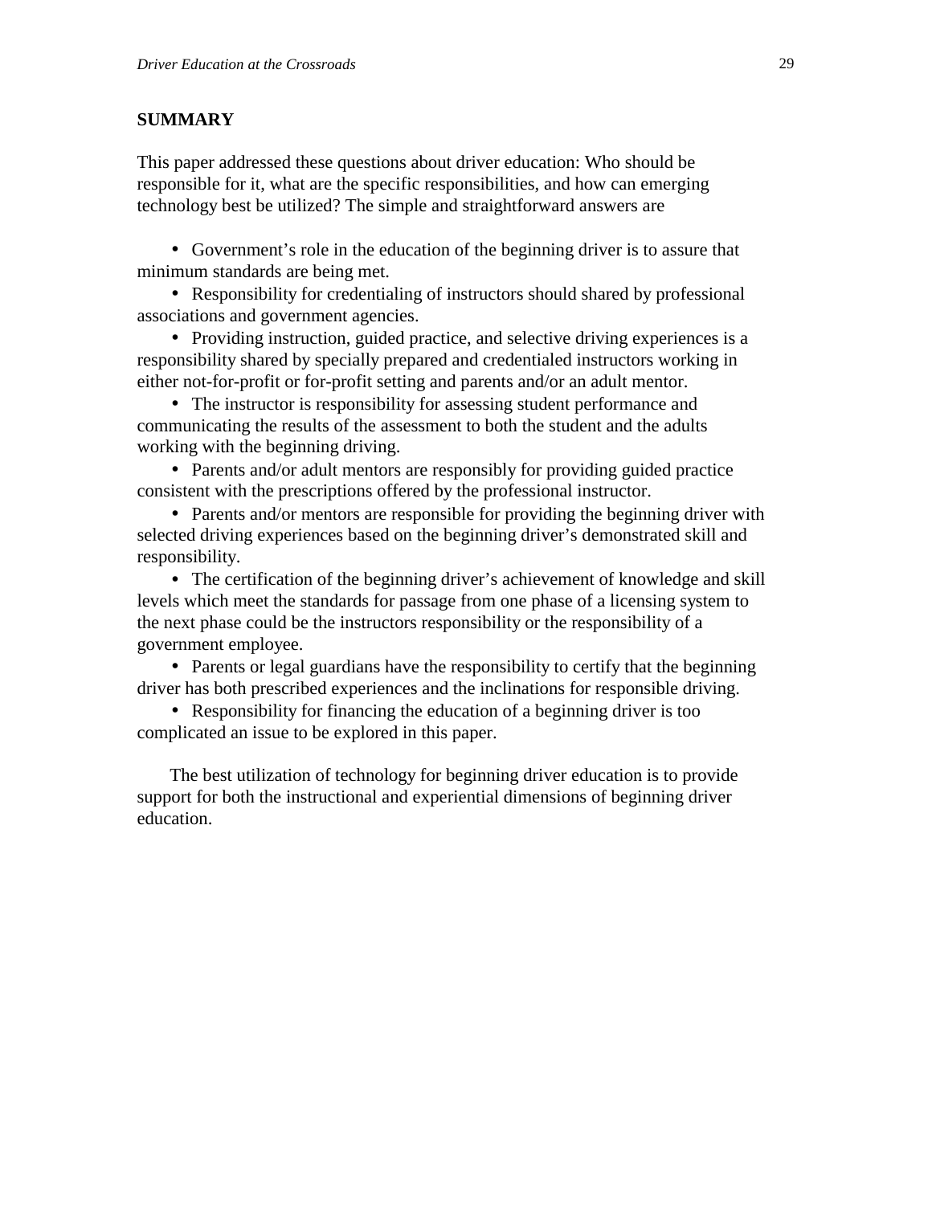## SUMMARY

This paper addressed these questions about driver education: Who should be responsible for it, what are the specific responsibilities, and how can emerging technology best be utilized? The simple and straightforward answers are

- Government's role in the education of the beginning driver is to assure that minimum standards are being met.
- Responsibility for credentialing of instructors should shared by professional associations and government agencies.
- Providing instruction, guided practice, and selective driving experiences is a responsibility shared by specially prepared and credentialed instructors working in either not-for-profit or for-profit setting and parents and/or an adult mentor.
- The instructor is responsibility for assessing student performance and communicating the results of the assessment to both the student and the adults working with the beginning driving.
- Parents and/or adult mentors are responsibly for providing guided practice consistent with the prescriptions offered by the professional instructor.
- Parents and/or mentors are responsible for providing the beginning driver with selected driving experiences based on the beginning driver's demonstrated skill and responsibility.
- The certification of the beginning driver's achievement of knowledge and skill levels which meet the standards for passage from one phase of a licensing system to the next phase could be the instructors responsibility or the responsibility of a government employee.
- Parents or legal guardians have the responsibility to certify that the beginning driver has both prescribed experiences and the inclinations for responsible driving.
- Responsibility for financing the education of a beginning driver is too complicated an issue to be explored in this paper.

The best utilization of technology for beginning driver education is to provide support for both the instructional and experiential dimensions of beginning driver education.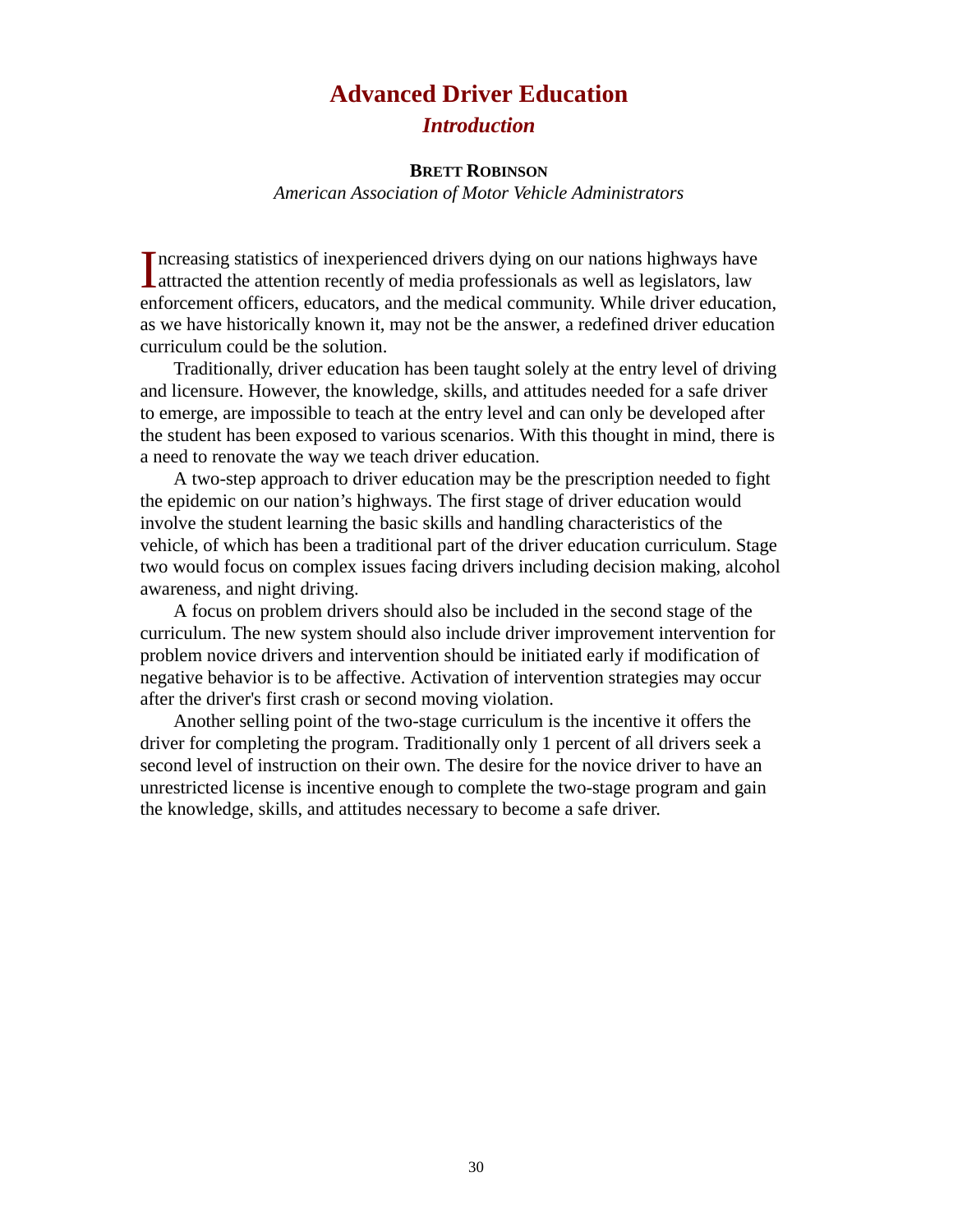# Advanced Driver Education

## *Introduction*

**BRETT ROBINSON**

*American Association of Motor Vehicle Administrators*

Increasing statistics of inexperienced drivers dying on our nations highways have attracted the attention recently of media professionals as well as legislators, law enforcement officers, educators, and the medical community. While driver education, as we have historically known it, may not be the answer, a redefined driver education curriculum could be the solution.

Traditionally, driver education has been taught solely at the entry level of driving and licensure. However, the knowledge, skills, and attitudes needed for a safe driver to emerge, are impossible to teach at the entry level and can only be developed after the student has been exposed to various scenarios. With this thought in mind, there is a need to renovate the way we teach driver education.

A two-step approach to driver education may be the prescription needed to fight the epidemic on our nation's highways. The first stage of driver education would involve the student learning the basic skills and handling characteristics of the vehicle, of which has been a traditional part of the driver education curriculum. Stage two would focus on complex issues facing drivers including decision making, alcohol awareness, and night driving.

A focus on problem drivers should also be included in the second stage of the curriculum. The new system should also include driver improvement intervention for problem novice drivers and intervention should be initiated early if modification of negative behavior is to be affective. Activation of intervention strategies may occur after the driver's first crash or second moving violation.

Another selling point of the two-stage curriculum is the incentive it offers the driver for completing the program. Traditionally only 1 percent of all drivers seek a second level of instruction on their own. The desire for the novice driver to have an unrestricted license is incentive enough to complete the two-stage program and gain the knowledge, skills, and attitudes necessary to become a safe driver.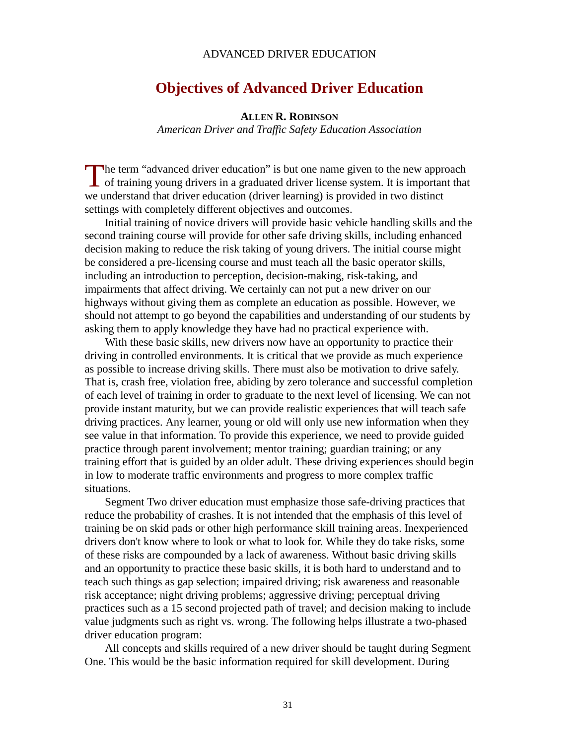## Objectives of Advanced Driver Education

**ALLEN R. ROBINSON**
*American Driver and Traffic Safety Education Association*

The term "advanced driver education" is but one name given to the new approach of training young drivers in a graduated driver license system. It is important that we understand that driver education (driver learning) is provided in two distinct settings with completely different objectives and outcomes.

Initial training of novice drivers will provide basic vehicle handling skills and the second training course will provide for other safe driving skills, including enhanced decision making to reduce the risk taking of young drivers. The initial course might be considered a pre-licensing course and must teach all the basic operator skills, including an introduction to perception, decision-making, risk-taking, and impairments that affect driving. We certainly can not put a new driver on our highways without giving them as complete an education as possible. However, we should not attempt to go beyond the capabilities and understanding of our students by asking them to apply knowledge they have had no practical experience with.

With these basic skills, new drivers now have an opportunity to practice their driving in controlled environments. It is critical that we provide as much experience as possible to increase driving skills. There must also be motivation to drive safely. That is, crash free, violation free, abiding by zero tolerance and successful completion of each level of training in order to graduate to the next level of licensing. We can not provide instant maturity, but we can provide realistic experiences that will teach safe driving practices. Any learner, young or old will only use new information when they see value in that information. To provide this experience, we need to provide guided practice through parent involvement; mentor training; guardian training; or any training effort that is guided by an older adult. These driving experiences should begin in low to moderate traffic environments and progress to more complex traffic situations.

Segment Two driver education must emphasize those safe-driving practices that reduce the probability of crashes. It is not intended that the emphasis of this level of training be on skid pads or other high performance skill training areas. Inexperienced drivers don't know where to look or what to look for. While they do take risks, some of these risks are compounded by a lack of awareness. Without basic driving skills and an opportunity to practice these basic skills, it is both hard to understand and to teach such things as gap selection; impaired driving; risk awareness and reasonable risk acceptance; night driving problems; aggressive driving; perceptual driving practices such as a 15 second projected path of travel; and decision making to include value judgments such as right vs. wrong. The following helps illustrate a two-phased driver education program:

All concepts and skills required of a new driver should be taught during Segment One. This would be the basic information required for skill development. During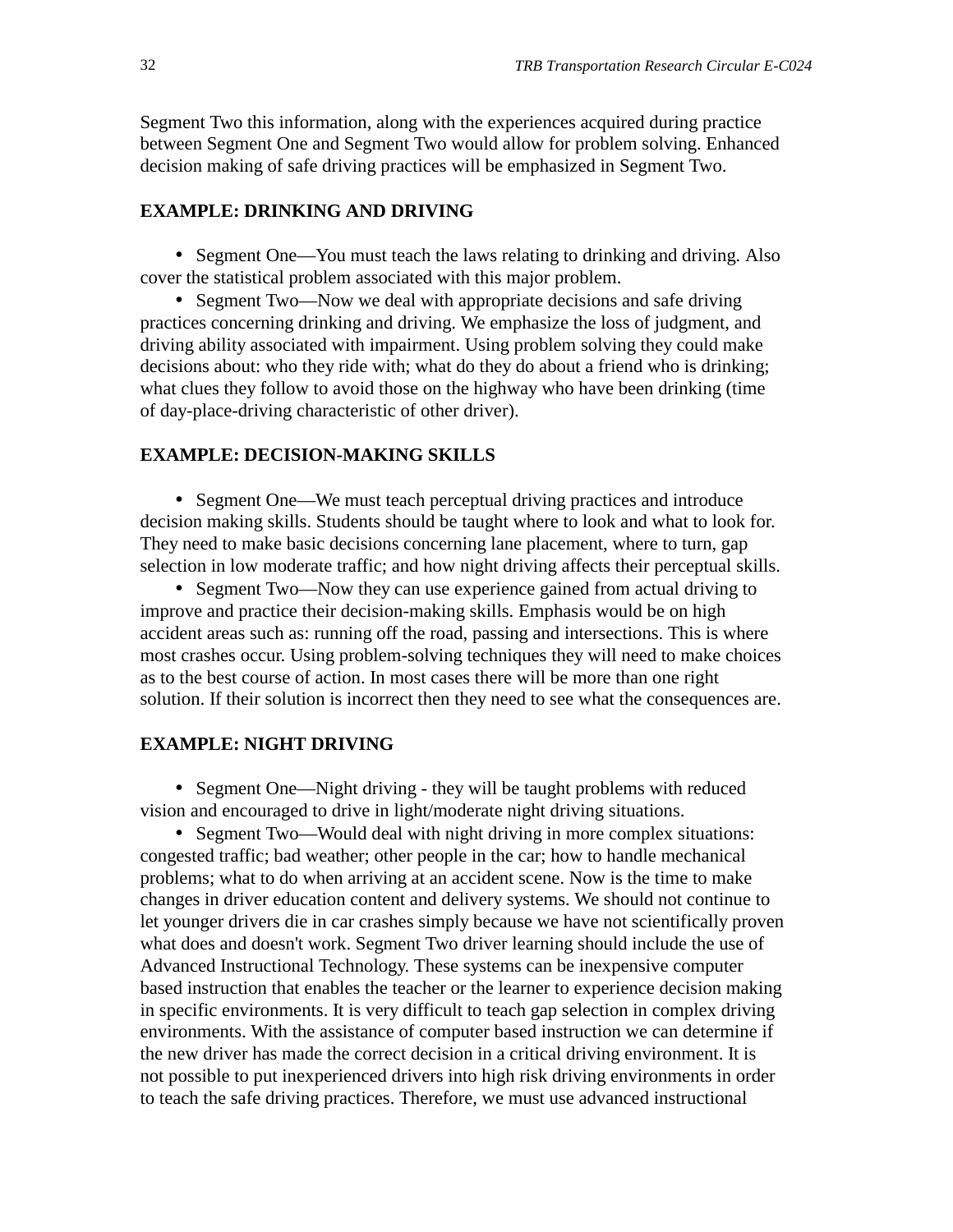Segment Two this information, along with the experiences acquired during practice between Segment One and Segment Two would allow for problem solving. Enhanced decision making of safe driving practices will be emphasized in Segment Two.

## EXAMPLE: DRINKING AND DRIVING

- Segment One—You must teach the laws relating to drinking and driving. Also cover the statistical problem associated with this major problem.
- Segment Two—Now we deal with appropriate decisions and safe driving practices concerning drinking and driving. We emphasize the loss of judgment, and driving ability associated with impairment. Using problem solving they could make decisions about: who they ride with; what do they do about a friend who is drinking; what clues they follow to avoid those on the highway who have been drinking (time of day-place-driving characteristic of other driver).

## EXAMPLE: DECISION-MAKING SKILLS

- Segment One—We must teach perceptual driving practices and introduce decision making skills. Students should be taught where to look and what to look for. They need to make basic decisions concerning lane placement, where to turn, gap selection in low moderate traffic; and how night driving affects their perceptual skills.
- Segment Two—Now they can use experience gained from actual driving to improve and practice their decision-making skills. Emphasis would be on high accident areas such as: running off the road, passing and intersections. This is where most crashes occur. Using problem-solving techniques they will need to make choices as to the best course of action. In most cases there will be more than one right solution. If their solution is incorrect then they need to see what the consequences are.

## EXAMPLE: NIGHT DRIVING

- Segment One—Night driving - they will be taught problems with reduced vision and encouraged to drive in light/moderate night driving situations.
- Segment Two—Would deal with night driving in more complex situations: congested traffic; bad weather; other people in the car; how to handle mechanical problems; what to do when arriving at an accident scene. Now is the time to make changes in driver education content and delivery systems. We should not continue to let younger drivers die in car crashes simply because we have not scientifically proven what does and doesn't work. Segment Two driver learning should include the use of Advanced Instructional Technology. These systems can be inexpensive computer based instruction that enables the teacher or the learner to experience decision making in specific environments. It is very difficult to teach gap selection in complex driving environments. With the assistance of computer based instruction we can determine if the new driver has made the correct decision in a critical driving environment. It is not possible to put inexperienced drivers into high risk driving environments in order to teach the safe driving practices. Therefore, we must use advanced instructional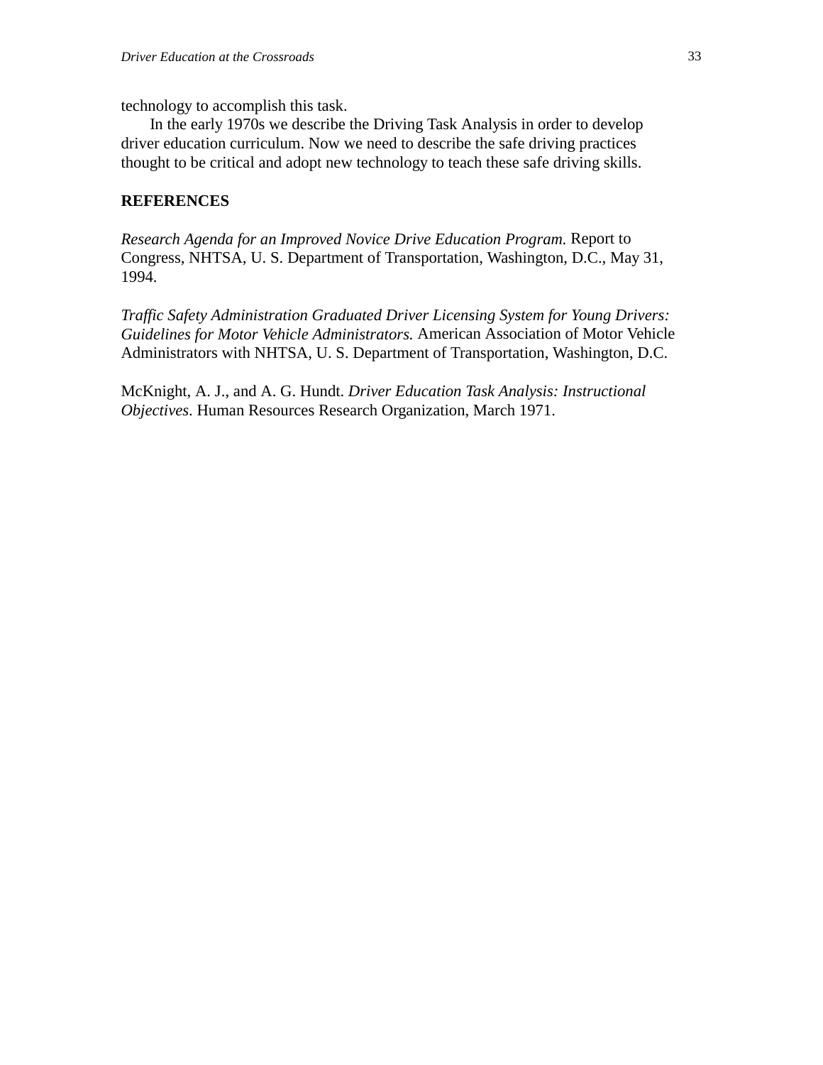technology to accomplish this task.

In the early 1970s we describe the Driving Task Analysis in order to develop driver education curriculum. Now we need to describe the safe driving practices thought to be critical and adopt new technology to teach these safe driving skills.

**REFERENCES**

*Research Agenda for an Improved Novice Drive Education Program.* Report to Congress, NHTSA, U. S. Department of Transportation, Washington, D.C., May 31, 1994.

*Traffic Safety Administration Graduated Driver Licensing System for Young Drivers: Guidelines for Motor Vehicle Administrators.* American Association of Motor Vehicle Administrators with NHTSA, U. S. Department of Transportation, Washington, D.C.

McKnight, A. J., and A. G. Hundt. *Driver Education Task Analysis: Instructional Objectives*. Human Resources Research Organization, March 1971.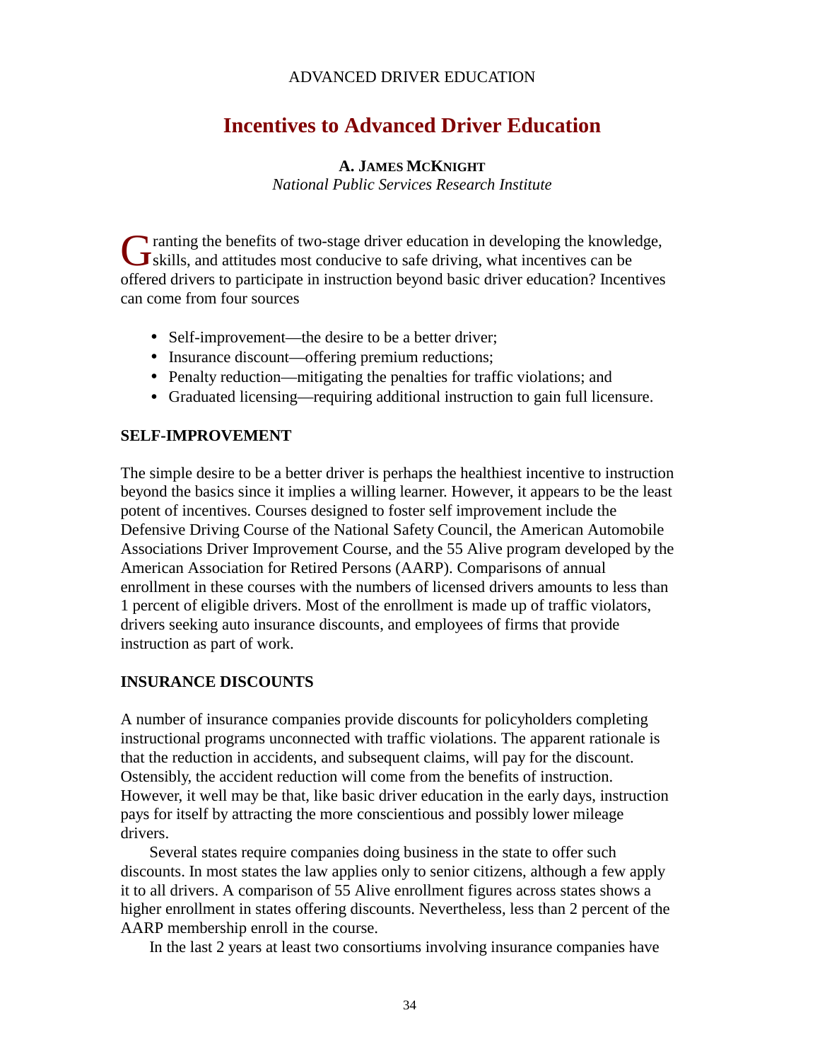ADVANCED DRIVER EDUCATION

# Incentives to Advanced Driver Education

**A. JAMES MCKNIGHT**
*National Public Services Research Institute*

Granting the benefits of two-stage driver education in developing the knowledge, skills, and attitudes most conducive to safe driving, what incentives can be offered drivers to participate in instruction beyond basic driver education? Incentives can come from four sources

- Self-improvement—the desire to be a better driver;
- Insurance discount—offering premium reductions;
- Penalty reduction—mitigating the penalties for traffic violations; and
- Graduated licensing—requiring additional instruction to gain full licensure.

## SELF-IMPROVEMENT

The simple desire to be a better driver is perhaps the healthiest incentive to instruction beyond the basics since it implies a willing learner. However, it appears to be the least potent of incentives. Courses designed to foster self improvement include the Defensive Driving Course of the National Safety Council, the American Automobile Associations Driver Improvement Course, and the 55 Alive program developed by the American Association for Retired Persons (AARP). Comparisons of annual enrollment in these courses with the numbers of licensed drivers amounts to less than 1 percent of eligible drivers. Most of the enrollment is made up of traffic violators, drivers seeking auto insurance discounts, and employees of firms that provide instruction as part of work.

## INSURANCE DISCOUNTS

A number of insurance companies provide discounts for policyholders completing instructional programs unconnected with traffic violations. The apparent rationale is that the reduction in accidents, and subsequent claims, will pay for the discount. Ostensibly, the accident reduction will come from the benefits of instruction. However, it well may be that, like basic driver education in the early days, instruction pays for itself by attracting the more conscientious and possibly lower mileage drivers.

Several states require companies doing business in the state to offer such discounts. In most states the law applies only to senior citizens, although a few apply it to all drivers. A comparison of 55 Alive enrollment figures across states shows a higher enrollment in states offering discounts. Nevertheless, less than 2 percent of the AARP membership enroll in the course.

In the last 2 years at least two consortiums involving insurance companies have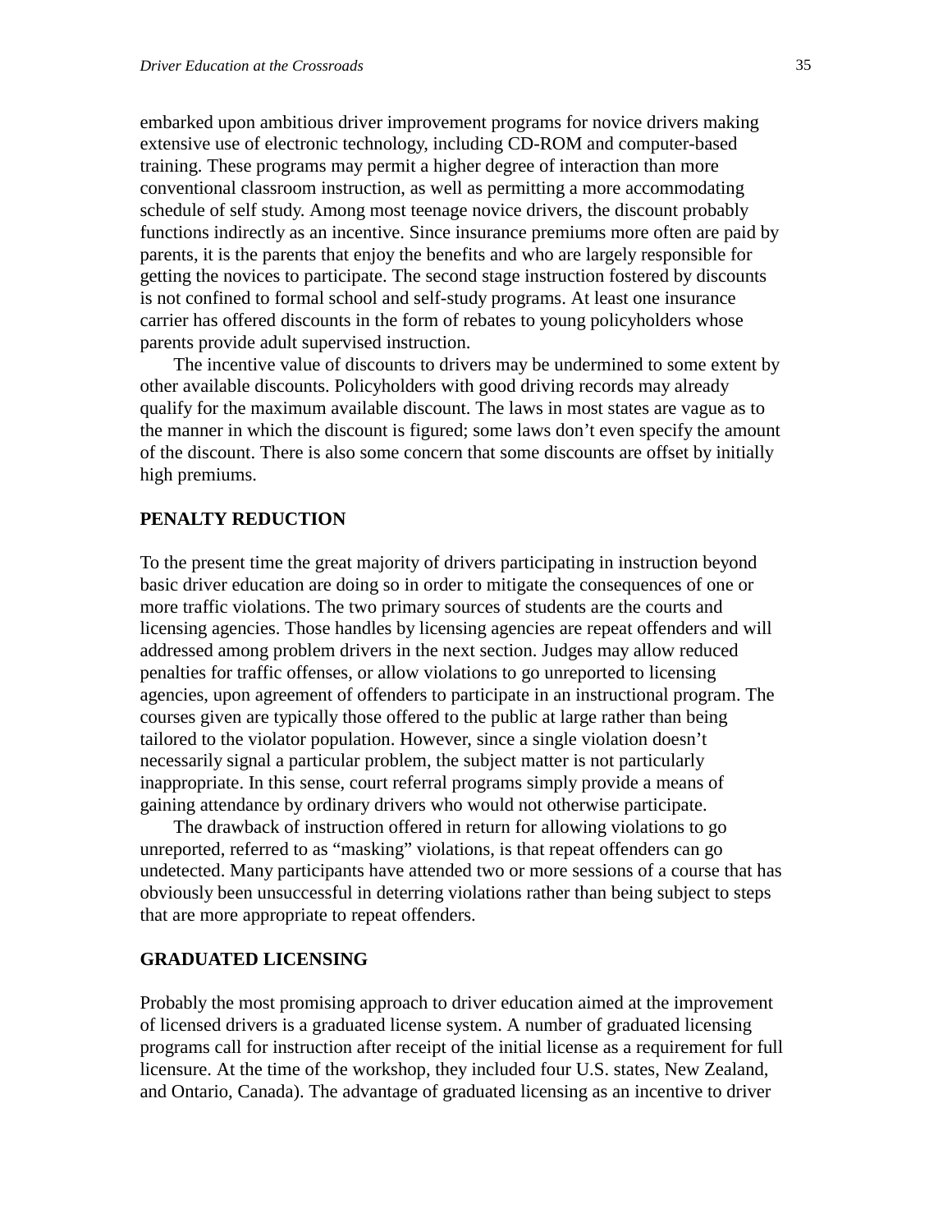embarked upon ambitious driver improvement programs for novice drivers making extensive use of electronic technology, including CD-ROM and computer-based training. These programs may permit a higher degree of interaction than more conventional classroom instruction, as well as permitting a more accommodating schedule of self study. Among most teenage novice drivers, the discount probably functions indirectly as an incentive. Since insurance premiums more often are paid by parents, it is the parents that enjoy the benefits and who are largely responsible for getting the novices to participate. The second stage instruction fostered by discounts is not confined to formal school and self-study programs. At least one insurance carrier has offered discounts in the form of rebates to young policyholders whose parents provide adult supervised instruction.

The incentive value of discounts to drivers may be undermined to some extent by other available discounts. Policyholders with good driving records may already qualify for the maximum available discount. The laws in most states are vague as to the manner in which the discount is figured; some laws don't even specify the amount of the discount. There is also some concern that some discounts are offset by initially high premiums.

## PENALTY REDUCTION

To the present time the great majority of drivers participating in instruction beyond basic driver education are doing so in order to mitigate the consequences of one or more traffic violations. The two primary sources of students are the courts and licensing agencies. Those handles by licensing agencies are repeat offenders and will addressed among problem drivers in the next section. Judges may allow reduced penalties for traffic offenses, or allow violations to go unreported to licensing agencies, upon agreement of offenders to participate in an instructional program. The courses given are typically those offered to the public at large rather than being tailored to the violator population. However, since a single violation doesn't necessarily signal a particular problem, the subject matter is not particularly inappropriate. In this sense, court referral programs simply provide a means of gaining attendance by ordinary drivers who would not otherwise participate.

The drawback of instruction offered in return for allowing violations to go unreported, referred to as "masking" violations, is that repeat offenders can go undetected. Many participants have attended two or more sessions of a course that has obviously been unsuccessful in deterring violations rather than being subject to steps that are more appropriate to repeat offenders.

## GRADUATED LICENSING

Probably the most promising approach to driver education aimed at the improvement of licensed drivers is a graduated license system. A number of graduated licensing programs call for instruction after receipt of the initial license as a requirement for full licensure. At the time of the workshop, they included four U.S. states, New Zealand, and Ontario, Canada). The advantage of graduated licensing as an incentive to driver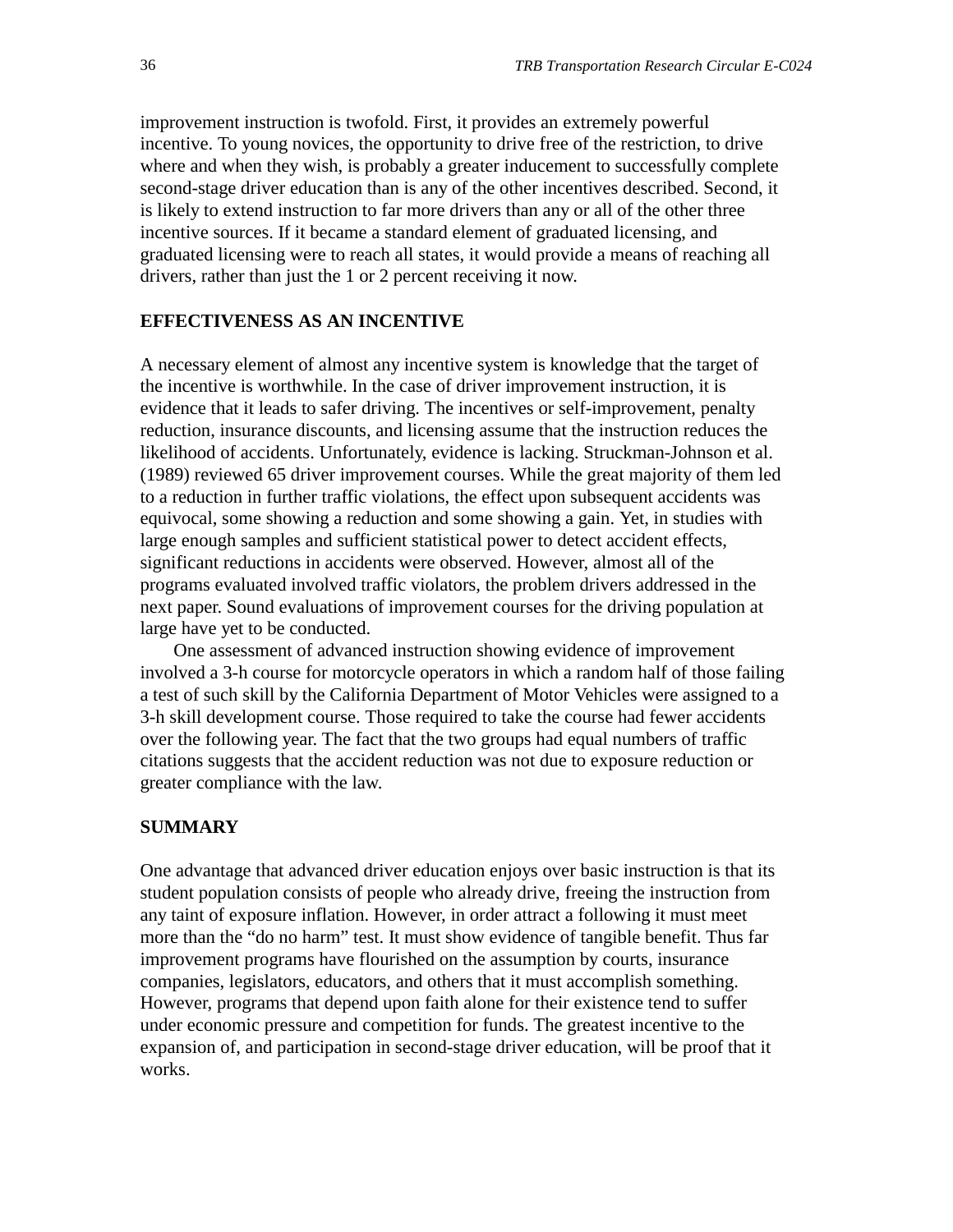improvement instruction is twofold. First, it provides an extremely powerful incentive. To young novices, the opportunity to drive free of the restriction, to drive where and when they wish, is probably a greater inducement to successfully complete second-stage driver education than is any of the other incentives described. Second, it is likely to extend instruction to far more drivers than any or all of the other three incentive sources. If it became a standard element of graduated licensing, and graduated licensing were to reach all states, it would provide a means of reaching all drivers, rather than just the 1 or 2 percent receiving it now.

## EFFECTIVENESS AS AN INCENTIVE

A necessary element of almost any incentive system is knowledge that the target of the incentive is worthwhile. In the case of driver improvement instruction, it is evidence that it leads to safer driving. The incentives or self-improvement, penalty reduction, insurance discounts, and licensing assume that the instruction reduces the likelihood of accidents. Unfortunately, evidence is lacking. Struckman-Johnson et al. (1989) reviewed 65 driver improvement courses. While the great majority of them led to a reduction in further traffic violations, the effect upon subsequent accidents was equivocal, some showing a reduction and some showing a gain. Yet, in studies with large enough samples and sufficient statistical power to detect accident effects, significant reductions in accidents were observed. However, almost all of the programs evaluated involved traffic violators, the problem drivers addressed in the next paper. Sound evaluations of improvement courses for the driving population at large have yet to be conducted.

One assessment of advanced instruction showing evidence of improvement involved a 3-h course for motorcycle operators in which a random half of those failing a test of such skill by the California Department of Motor Vehicles were assigned to a 3-h skill development course. Those required to take the course had fewer accidents over the following year. The fact that the two groups had equal numbers of traffic citations suggests that the accident reduction was not due to exposure reduction or greater compliance with the law.

## SUMMARY

One advantage that advanced driver education enjoys over basic instruction is that its student population consists of people who already drive, freeing the instruction from any taint of exposure inflation. However, in order attract a following it must meet more than the “do no harm” test. It must show evidence of tangible benefit. Thus far improvement programs have flourished on the assumption by courts, insurance companies, legislators, educators, and others that it must accomplish something. However, programs that depend upon faith alone for their existence tend to suffer under economic pressure and competition for funds. The greatest incentive to the expansion of, and participation in second-stage driver education, will be proof that it works.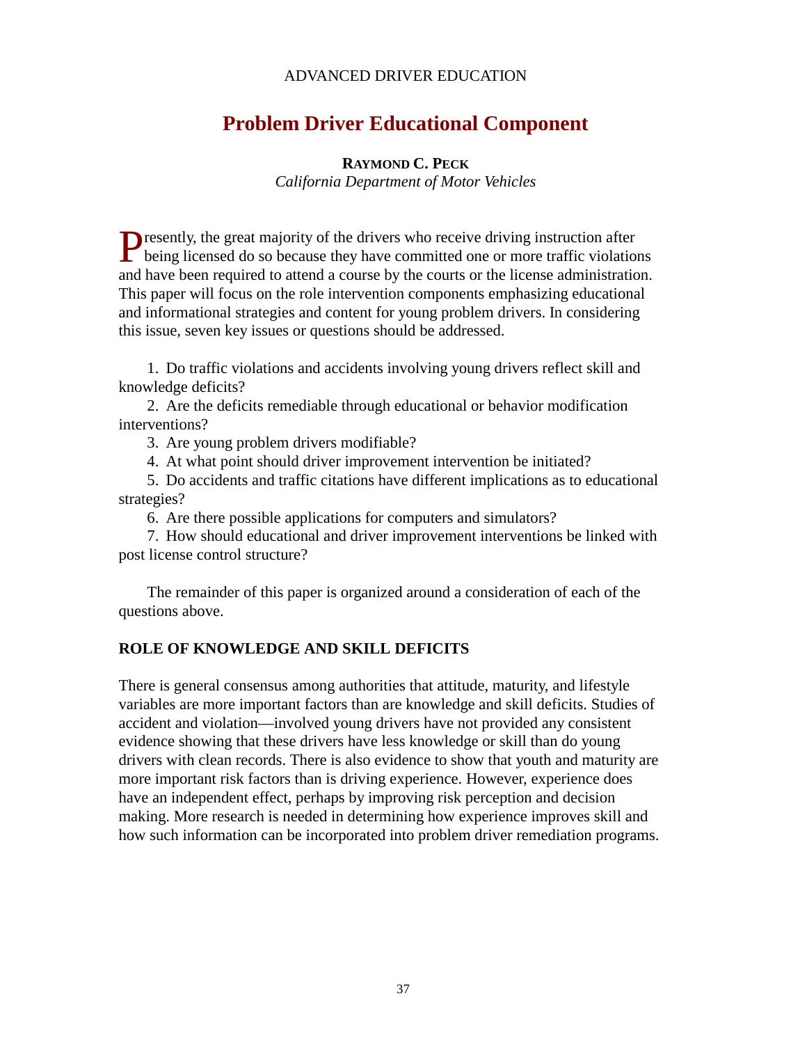ADVANCED DRIVER EDUCATION

# Problem Driver Educational Component

**RAYMOND C. PECK**
*California Department of Motor Vehicles*

Presently, the great majority of the drivers who receive driving instruction after being licensed do so because they have committed one or more traffic violations and have been required to attend a course by the courts or the license administration. This paper will focus on the role intervention components emphasizing educational and informational strategies and content for young problem drivers. In considering this issue, seven key issues or questions should be addressed.

1. Do traffic violations and accidents involving young drivers reflect skill and knowledge deficits?
2. Are the deficits remediable through educational or behavior modification interventions?
3. Are young problem drivers modifiable?
4. At what point should driver improvement intervention be initiated?
5. Do accidents and traffic citations have different implications as to educational strategies?
6. Are there possible applications for computers and simulators?
7. How should educational and driver improvement interventions be linked with post license control structure?

The remainder of this paper is organized around a consideration of each of the questions above.

## ROLE OF KNOWLEDGE AND SKILL DEFICITS

There is general consensus among authorities that attitude, maturity, and lifestyle variables are more important factors than are knowledge and skill deficits. Studies of accident and violation—involved young drivers have not provided any consistent evidence showing that these drivers have less knowledge or skill than do young drivers with clean records. There is also evidence to show that youth and maturity are more important risk factors than is driving experience. However, experience does have an independent effect, perhaps by improving risk perception and decision making. More research is needed in determining how experience improves skill and how such information can be incorporated into problem driver remediation programs.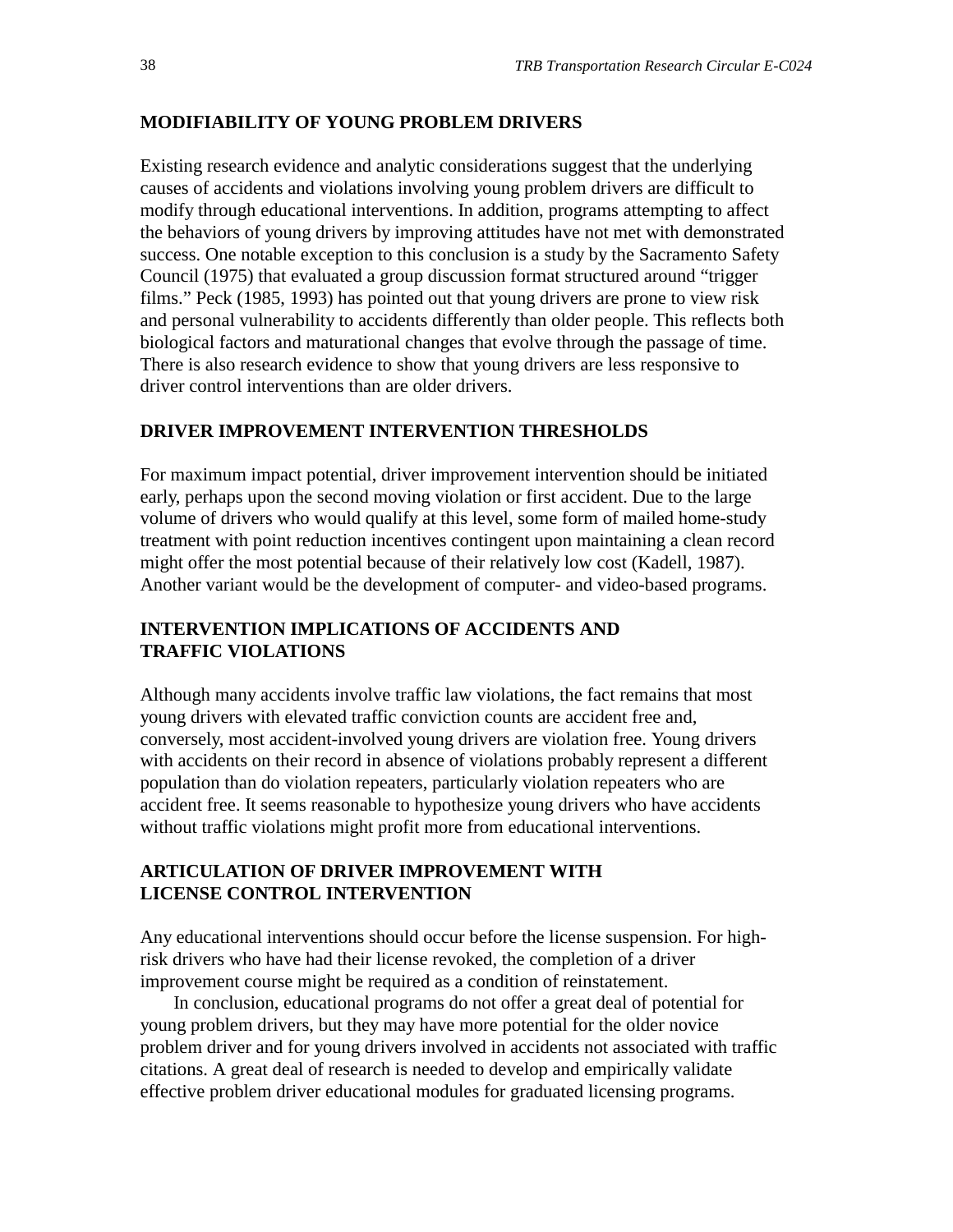## MODIFIABILITY OF YOUNG PROBLEM DRIVERS

Existing research evidence and analytic considerations suggest that the underlying causes of accidents and violations involving young problem drivers are difficult to modify through educational interventions. In addition, programs attempting to affect the behaviors of young drivers by improving attitudes have not met with demonstrated success. One notable exception to this conclusion is a study by the Sacramento Safety Council (1975) that evaluated a group discussion format structured around "trigger films." Peck (1985, 1993) has pointed out that young drivers are prone to view risk and personal vulnerability to accidents differently than older people. This reflects both biological factors and maturational changes that evolve through the passage of time. There is also research evidence to show that young drivers are less responsive to driver control interventions than are older drivers.

## DRIVER IMPROVEMENT INTERVENTION THRESHOLDS

For maximum impact potential, driver improvement intervention should be initiated early, perhaps upon the second moving violation or first accident. Due to the large volume of drivers who would qualify at this level, some form of mailed home-study treatment with point reduction incentives contingent upon maintaining a clean record might offer the most potential because of their relatively low cost (Kadell, 1987). Another variant would be the development of computer- and video-based programs.

## INTERVENTION IMPLICATIONS OF ACCIDENTS AND TRAFFIC VIOLATIONS

Although many accidents involve traffic law violations, the fact remains that most young drivers with elevated traffic conviction counts are accident free and, conversely, most accident-involved young drivers are violation free. Young drivers with accidents on their record in absence of violations probably represent a different population than do violation repeaters, particularly violation repeaters who are accident free. It seems reasonable to hypothesize young drivers who have accidents without traffic violations might profit more from educational interventions.

## ARTICULATION OF DRIVER IMPROVEMENT WITH LICENSE CONTROL INTERVENTION

Any educational interventions should occur before the license suspension. For high-risk drivers who have had their license revoked, the completion of a driver improvement course might be required as a condition of reinstatement.

In conclusion, educational programs do not offer a great deal of potential for young problem drivers, but they may have more potential for the older novice problem driver and for young drivers involved in accidents not associated with traffic citations. A great deal of research is needed to develop and empirically validate effective problem driver educational modules for graduated licensing programs.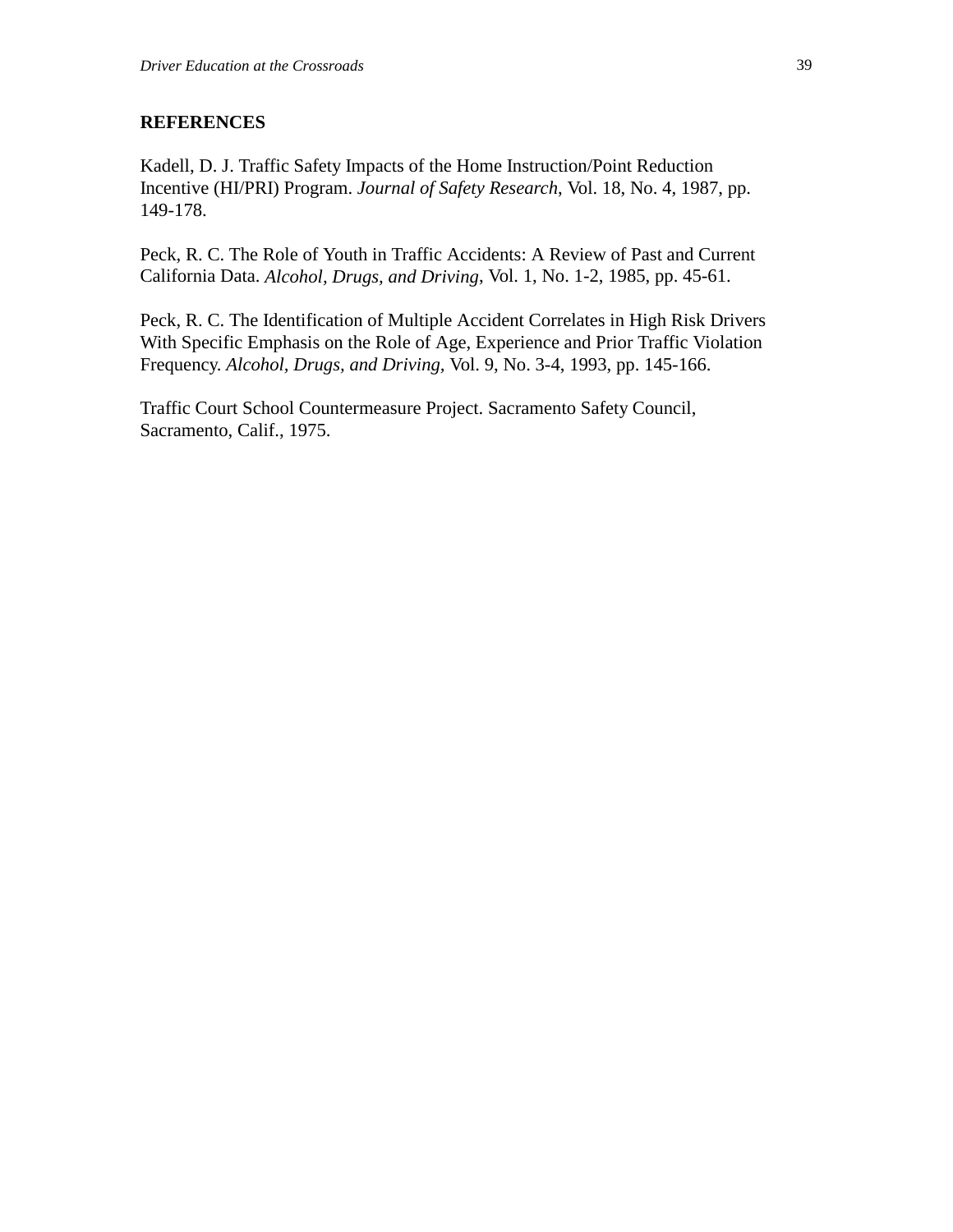## REFERENCES

Kadell, D. J. Traffic Safety Impacts of the Home Instruction/Point Reduction Incentive (HI/PRI) Program. *Journal of Safety Research*, Vol. 18, No. 4, 1987, pp. 149-178.

Peck, R. C. The Role of Youth in Traffic Accidents: A Review of Past and Current California Data. *Alcohol, Drugs, and Driving*, Vol. 1, No. 1-2, 1985, pp. 45-61.

Peck, R. C. The Identification of Multiple Accident Correlates in High Risk Drivers With Specific Emphasis on the Role of Age, Experience and Prior Traffic Violation Frequency. *Alcohol, Drugs, and Driving*, Vol. 9, No. 3-4, 1993, pp. 145-166.

Traffic Court School Countermeasure Project. Sacramento Safety Council, Sacramento, Calif., 1975.